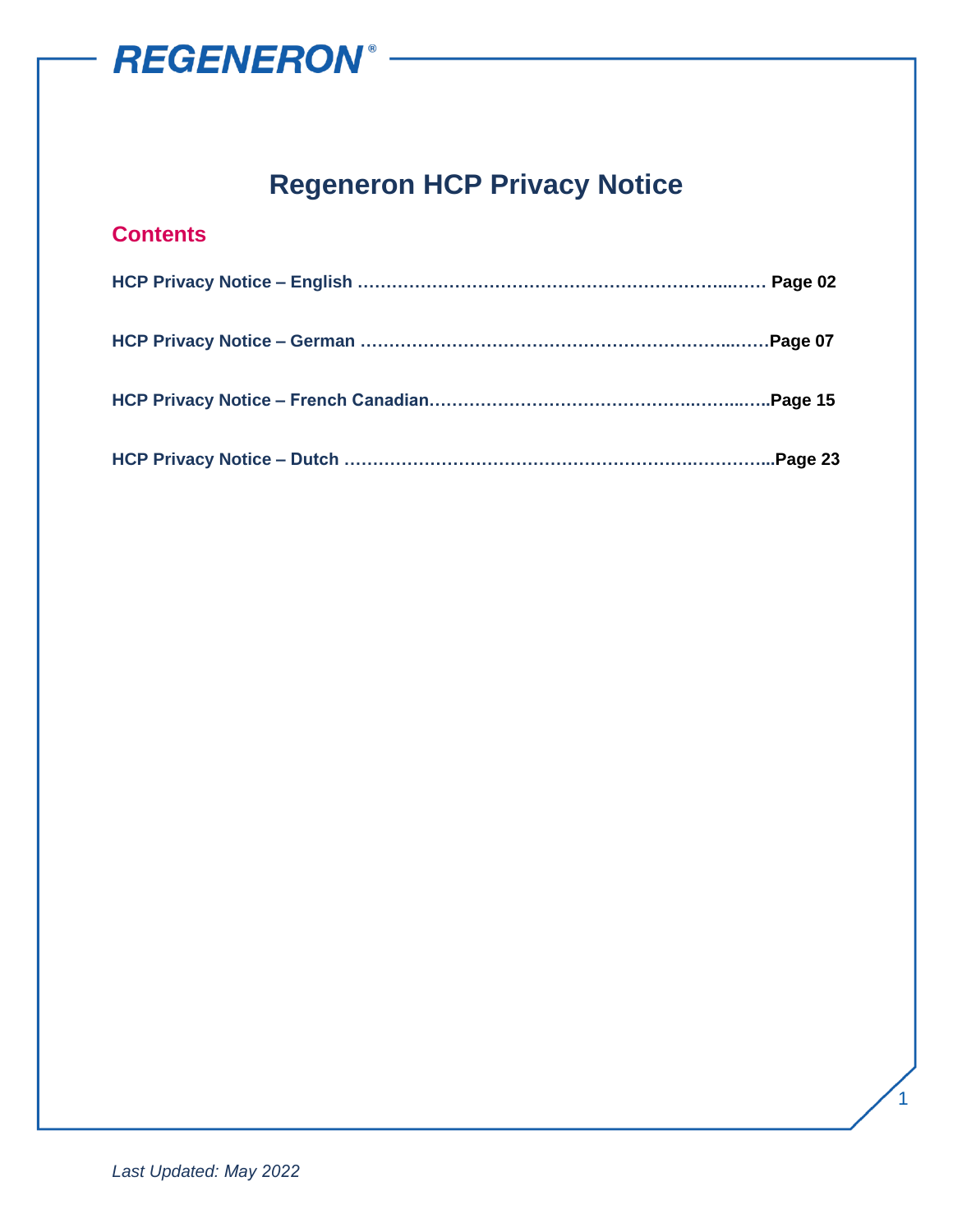REGENERON®

# Regeneron HCP Privacy Notice

## Contents

**HCP Privacy Notice – English ……………………………………………………………...…… Page 02**

**HCP Privacy Notice – German ……………………………………………………………..……Page 07**

**HCP Privacy Notice – French Canadian……………………………………...……...…..Page 15**

**HCP Privacy Notice – Dutch …………………………………………………….…………..Page 23**

*Last Updated: May 2022*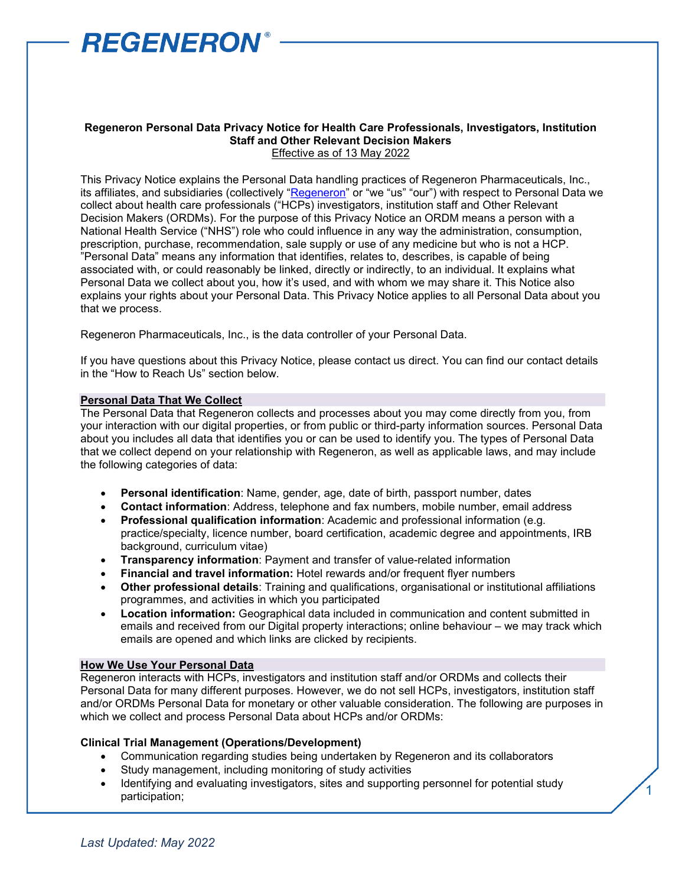**Regeneron Personal Data Privacy Notice for Health Care Professionals, Investigators, Institution Staff and Other Relevant Decision Makers**

Effective as of 13 May 2022

This Privacy Notice explains the Personal Data handling practices of Regeneron Pharmaceuticals, Inc., its affiliates, and subsidiaries (collectively "Regeneron" or "we "us" "our") with respect to Personal Data we collect about health care professionals ("HCPs) investigators, institution staff and Other Relevant Decision Makers (ORDMs). For the purpose of this Privacy Notice an ORDM means a person with a National Health Service ("NHS") role who could influence in any way the administration, consumption, prescription, purchase, recommendation, sale supply or use of any medicine but who is not a HCP. "Personal Data" means any information that identifies, relates to, describes, is capable of being associated with, or could reasonably be linked, directly or indirectly, to an individual. It explains what Personal Data we collect about you, how it's used, and with whom we may share it. This Notice also explains your rights about your Personal Data. This Privacy Notice applies to all Personal Data about you that we process.

Regeneron Pharmaceuticals, Inc., is the data controller of your Personal Data.

If you have questions about this Privacy Notice, please contact us direct. You can find our contact details in the "How to Reach Us" section below.

## Personal Data That We Collect

The Personal Data that Regeneron collects and processes about you may come directly from you, from your interaction with our digital properties, or from public or third-party information sources. Personal Data about you includes all data that identifies you or can be used to identify you. The types of Personal Data that we collect depend on your relationship with Regeneron, as well as applicable laws, and may include the following categories of data:

- **Personal identification**: Name, gender, age, date of birth, passport number, dates
- **Contact information**: Address, telephone and fax numbers, mobile number, email address
- **Professional qualification information**: Academic and professional information (e.g. practice/specialty, licence number, board certification, academic degree and appointments, IRB background, curriculum vitae)
- **Transparency information**: Payment and transfer of value-related information
- **Financial and travel information:** Hotel rewards and/or frequent flyer numbers
- **Other professional details**: Training and qualifications, organisational or institutional affiliations programmes, and activities in which you participated
- **Location information:** Geographical data included in communication and content submitted in emails and received from our Digital property interactions; online behaviour – we may track which emails are opened and which links are clicked by recipients.

## How We Use Your Personal Data

Regeneron interacts with HCPs, investigators and institution staff and/or ORDMs and collects their Personal Data for many different purposes. However, we do not sell HCPs, investigators, institution staff and/or ORDMs Personal Data for monetary or other valuable consideration. The following are purposes in which we collect and process Personal Data about HCPs and/or ORDMs:

### Clinical Trial Management (Operations/Development)

- Communication regarding studies being undertaken by Regeneron and its collaborators
- Study management, including monitoring of study activities
- Identifying and evaluating investigators, sites and supporting personnel for potential study participation;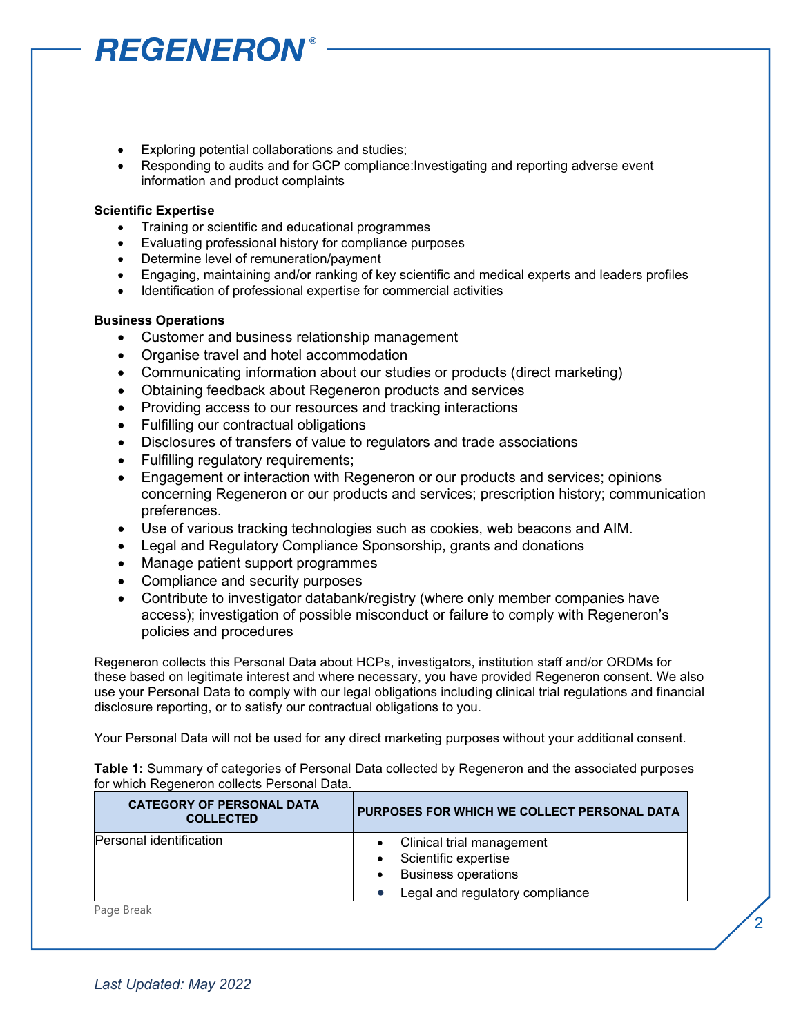- Exploring potential collaborations and studies;
- Responding to audits and for GCP compliance:Investigating and reporting adverse event information and product complaints

**Scientific Expertise**

- Training or scientific and educational programmes
- Evaluating professional history for compliance purposes
- Determine level of remuneration/payment
- Engaging, maintaining and/or ranking of key scientific and medical experts and leaders profiles
- Identification of professional expertise for commercial activities

**Business Operations**

- Customer and business relationship management
- Organise travel and hotel accommodation
- Communicating information about our studies or products (direct marketing)
- Obtaining feedback about Regeneron products and services
- Providing access to our resources and tracking interactions
- Fulfilling our contractual obligations
- Disclosures of transfers of value to regulators and trade associations
- Fulfilling regulatory requirements;
- Engagement or interaction with Regeneron or our products and services; opinions concerning Regeneron or our products and services; prescription history; communication preferences.
- Use of various tracking technologies such as cookies, web beacons and AIM.
- Legal and Regulatory Compliance Sponsorship, grants and donations
- Manage patient support programmes
- Compliance and security purposes
- Contribute to investigator databank/registry (where only member companies have access); investigation of possible misconduct or failure to comply with Regeneron's policies and procedures

Regeneron collects this Personal Data about HCPs, investigators, institution staff and/or ORDMs for these based on legitimate interest and where necessary, you have provided Regeneron consent. We also use your Personal Data to comply with our legal obligations including clinical trial regulations and financial disclosure reporting, or to satisfy our contractual obligations to you.

Your Personal Data will not be used for any direct marketing purposes without your additional consent.

**Table 1:** Summary of categories of Personal Data collected by Regeneron and the associated purposes for which Regeneron collects Personal Data.

| CATEGORY OF PERSONAL DATA COLLECTED | PURPOSES FOR WHICH WE COLLECT PERSONAL DATA |
|---|---|
| Personal identification | • Clinical trial management<br>• Scientific expertise<br>• Business operations<br>• Legal and regulatory compliance |

Page Break

*Last Updated: May 2022*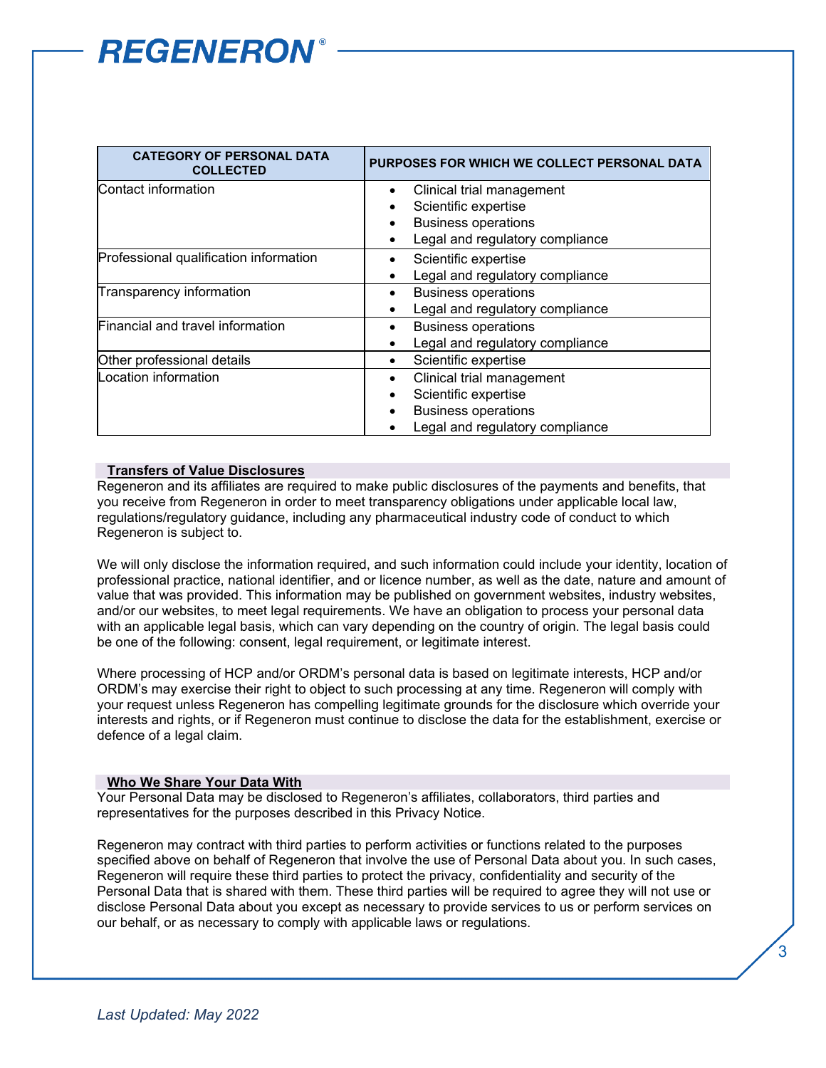| CATEGORY OF PERSONAL DATA COLLECTED | PURPOSES FOR WHICH WE COLLECT PERSONAL DATA |
|---|---|
| Contact information | • Clinical trial management<br>• Scientific expertise<br>• Business operations<br>• Legal and regulatory compliance |
| Professional qualification information | • Scientific expertise<br>• Legal and regulatory compliance |
| Transparency information | • Business operations<br>• Legal and regulatory compliance |
| Financial and travel information | • Business operations<br>• Legal and regulatory compliance |
| Other professional details | • Scientific expertise |
| Location information | • Clinical trial management<br>• Scientific expertise<br>• Business operations<br>• Legal and regulatory compliance |

## Transfers of Value Disclosures

Regeneron and its affiliates are required to make public disclosures of the payments and benefits, that you receive from Regeneron in order to meet transparency obligations under applicable local law, regulations/regulatory guidance, including any pharmaceutical industry code of conduct to which Regeneron is subject to.

We will only disclose the information required, and such information could include your identity, location of professional practice, national identifier, and or licence number, as well as the date, nature and amount of value that was provided. This information may be published on government websites, industry websites, and/or our websites, to meet legal requirements. We have an obligation to process your personal data with an applicable legal basis, which can vary depending on the country of origin. The legal basis could be one of the following: consent, legal requirement, or legitimate interest.

Where processing of HCP and/or ORDM's personal data is based on legitimate interests, HCP and/or ORDM's may exercise their right to object to such processing at any time. Regeneron will comply with your request unless Regeneron has compelling legitimate grounds for the disclosure which override your interests and rights, or if Regeneron must continue to disclose the data for the establishment, exercise or defence of a legal claim.

## Who We Share Your Data With

Your Personal Data may be disclosed to Regeneron's affiliates, collaborators, third parties and representatives for the purposes described in this Privacy Notice.

Regeneron may contract with third parties to perform activities or functions related to the purposes specified above on behalf of Regeneron that involve the use of Personal Data about you. In such cases, Regeneron will require these third parties to protect the privacy, confidentiality and security of the Personal Data that is shared with them. These third parties will be required to agree they will not use or disclose Personal Data about you except as necessary to provide services to us or perform services on our behalf, or as necessary to comply with applicable laws or regulations.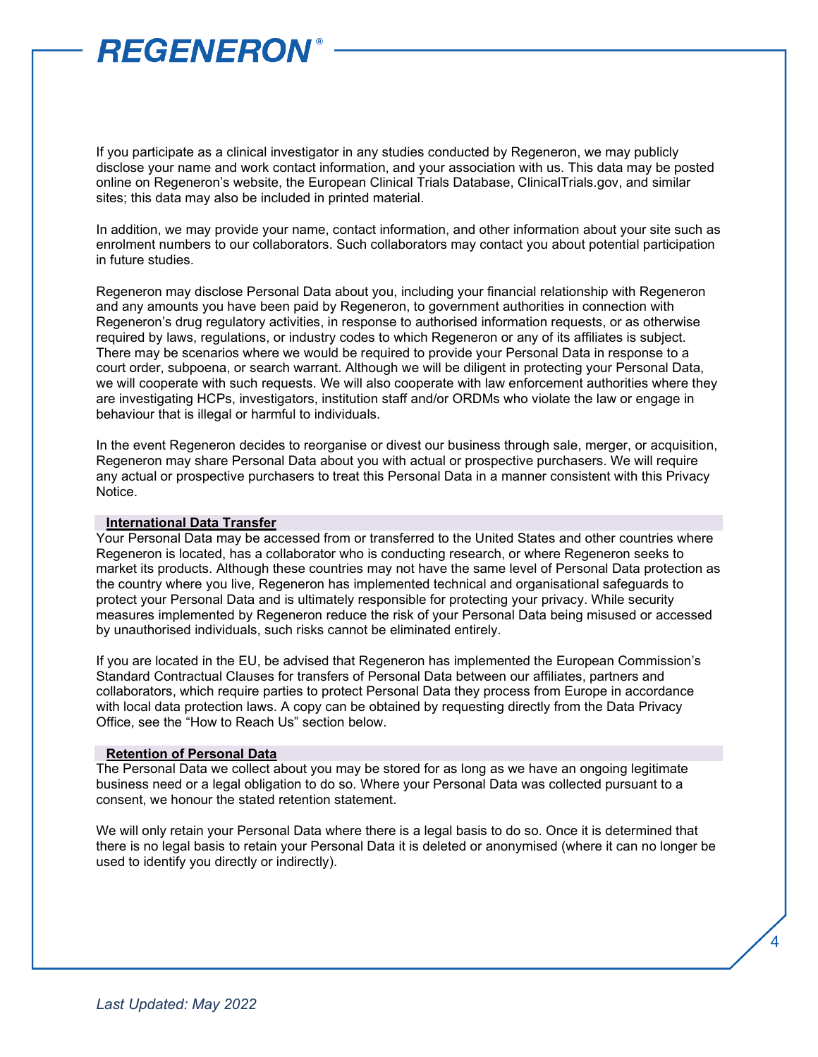If you participate as a clinical investigator in any studies conducted by Regeneron, we may publicly disclose your name and work contact information, and your association with us. This data may be posted online on Regeneron's website, the European Clinical Trials Database, ClinicalTrials.gov, and similar sites; this data may also be included in printed material.

In addition, we may provide your name, contact information, and other information about your site such as enrolment numbers to our collaborators. Such collaborators may contact you about potential participation in future studies.

Regeneron may disclose Personal Data about you, including your financial relationship with Regeneron and any amounts you have been paid by Regeneron, to government authorities in connection with Regeneron's drug regulatory activities, in response to authorised information requests, or as otherwise required by laws, regulations, or industry codes to which Regeneron or any of its affiliates is subject. There may be scenarios where we would be required to provide your Personal Data in response to a court order, subpoena, or search warrant. Although we will be diligent in protecting your Personal Data, we will cooperate with such requests. We will also cooperate with law enforcement authorities where they are investigating HCPs, investigators, institution staff and/or ORDMs who violate the law or engage in behaviour that is illegal or harmful to individuals.

In the event Regeneron decides to reorganise or divest our business through sale, merger, or acquisition, Regeneron may share Personal Data about you with actual or prospective purchasers. We will require any actual or prospective purchasers to treat this Personal Data in a manner consistent with this Privacy Notice.

## International Data Transfer

Your Personal Data may be accessed from or transferred to the United States and other countries where Regeneron is located, has a collaborator who is conducting research, or where Regeneron seeks to market its products. Although these countries may not have the same level of Personal Data protection as the country where you live, Regeneron has implemented technical and organisational safeguards to protect your Personal Data and is ultimately responsible for protecting your privacy. While security measures implemented by Regeneron reduce the risk of your Personal Data being misused or accessed by unauthorised individuals, such risks cannot be eliminated entirely.

If you are located in the EU, be advised that Regeneron has implemented the European Commission's Standard Contractual Clauses for transfers of Personal Data between our affiliates, partners and collaborators, which require parties to protect Personal Data they process from Europe in accordance with local data protection laws. A copy can be obtained by requesting directly from the Data Privacy Office, see the "How to Reach Us" section below.

## Retention of Personal Data

The Personal Data we collect about you may be stored for as long as we have an ongoing legitimate business need or a legal obligation to do so. Where your Personal Data was collected pursuant to a consent, we honour the stated retention statement.

We will only retain your Personal Data where there is a legal basis to do so. Once it is determined that there is no legal basis to retain your Personal Data it is deleted or anonymised (where it can no longer be used to identify you directly or indirectly).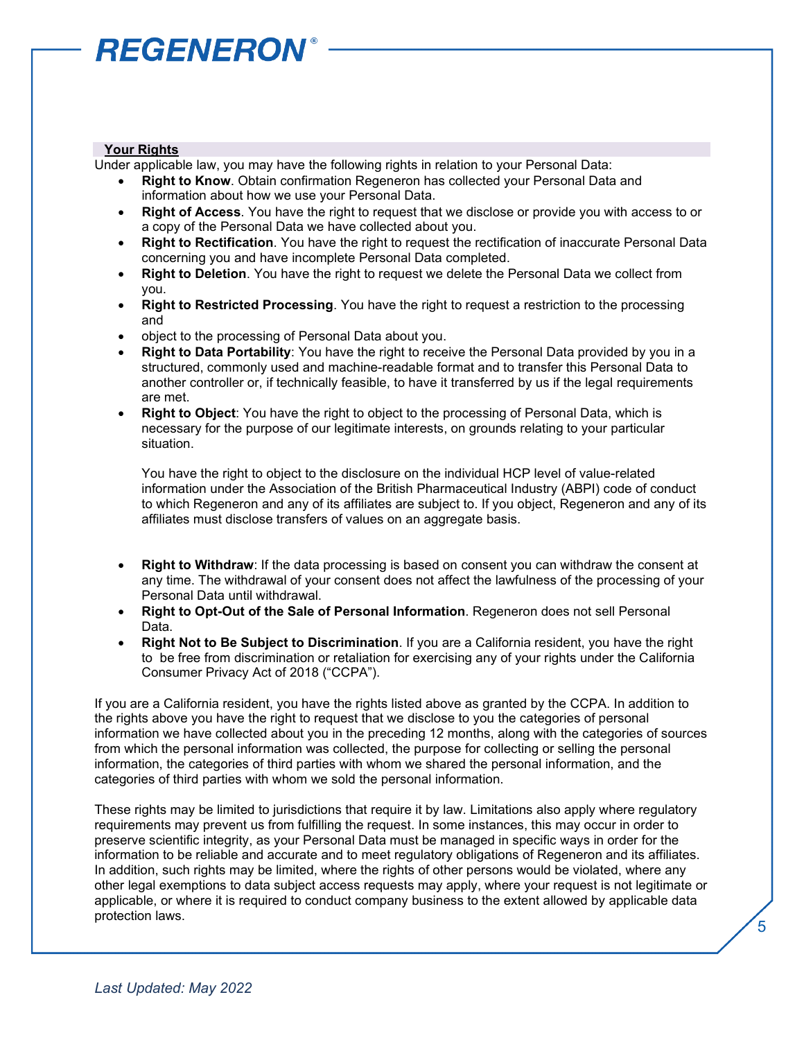## Your Rights

Under applicable law, you may have the following rights in relation to your Personal Data:

- **Right to Know**. Obtain confirmation Regeneron has collected your Personal Data and information about how we use your Personal Data.
- **Right of Access**. You have the right to request that we disclose or provide you with access to or a copy of the Personal Data we have collected about you.
- **Right to Rectification**. You have the right to request the rectification of inaccurate Personal Data concerning you and have incomplete Personal Data completed.
- **Right to Deletion**. You have the right to request we delete the Personal Data we collect from you.
- **Right to Restricted Processing**. You have the right to request a restriction to the processing and
- object to the processing of Personal Data about you.
- **Right to Data Portability**: You have the right to receive the Personal Data provided by you in a structured, commonly used and machine-readable format and to transfer this Personal Data to another controller or, if technically feasible, to have it transferred by us if the legal requirements are met.
- **Right to Object**: You have the right to object to the processing of Personal Data, which is necessary for the purpose of our legitimate interests, on grounds relating to your particular situation.

  You have the right to object to the disclosure on the individual HCP level of value-related information under the Association of the British Pharmaceutical Industry (ABPI) code of conduct to which Regeneron and any of its affiliates are subject to. If you object, Regeneron and any of its affiliates must disclose transfers of values on an aggregate basis.

- **Right to Withdraw**: If the data processing is based on consent you can withdraw the consent at any time. The withdrawal of your consent does not affect the lawfulness of the processing of your Personal Data until withdrawal.
- **Right to Opt-Out of the Sale of Personal Information**. Regeneron does not sell Personal Data.
- **Right Not to Be Subject to Discrimination**. If you are a California resident, you have the right to be free from discrimination or retaliation for exercising any of your rights under the California Consumer Privacy Act of 2018 ("CCPA").

If you are a California resident, you have the rights listed above as granted by the CCPA. In addition to the rights above you have the right to request that we disclose to you the categories of personal information we have collected about you in the preceding 12 months, along with the categories of sources from which the personal information was collected, the purpose for collecting or selling the personal information, the categories of third parties with whom we shared the personal information, and the categories of third parties with whom we sold the personal information.

These rights may be limited to jurisdictions that require it by law. Limitations also apply where regulatory requirements may prevent us from fulfilling the request. In some instances, this may occur in order to preserve scientific integrity, as your Personal Data must be managed in specific ways in order for the information to be reliable and accurate and to meet regulatory obligations of Regeneron and its affiliates. In addition, such rights may be limited, where the rights of other persons would be violated, where any other legal exemptions to data subject access requests may apply, where your request is not legitimate or applicable, or where it is required to conduct company business to the extent allowed by applicable data protection laws.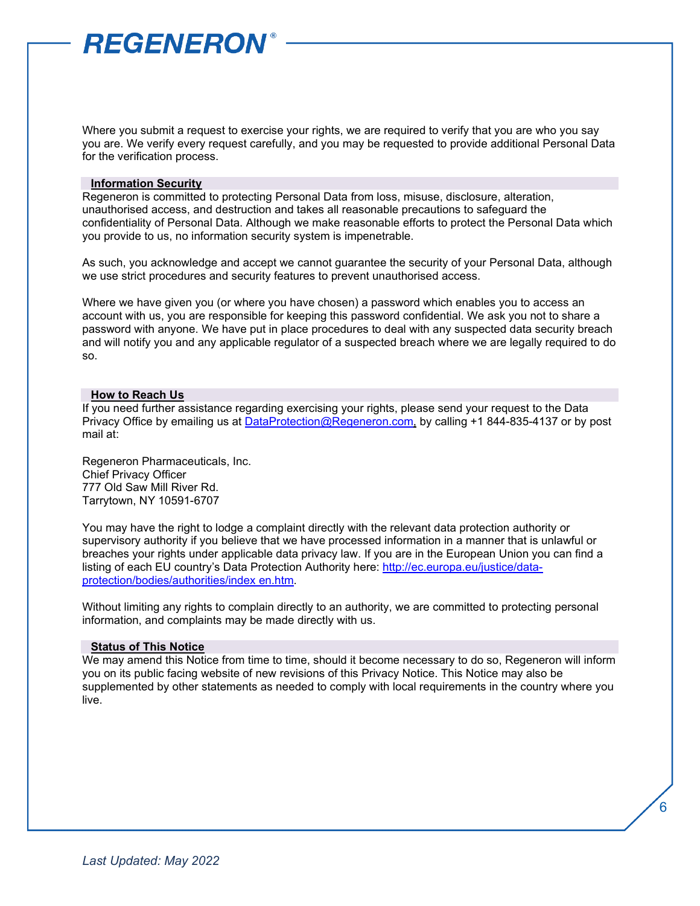Where you submit a request to exercise your rights, we are required to verify that you are who you say you are. We verify every request carefully, and you may be requested to provide additional Personal Data for the verification process.

## Information Security

Regeneron is committed to protecting Personal Data from loss, misuse, disclosure, alteration, unauthorised access, and destruction and takes all reasonable precautions to safeguard the confidentiality of Personal Data. Although we make reasonable efforts to protect the Personal Data which you provide to us, no information security system is impenetrable.

As such, you acknowledge and accept we cannot guarantee the security of your Personal Data, although we use strict procedures and security features to prevent unauthorised access.

Where we have given you (or where you have chosen) a password which enables you to access an account with us, you are responsible for keeping this password confidential. We ask you not to share a password with anyone. We have put in place procedures to deal with any suspected data security breach and will notify you and any applicable regulator of a suspected breach where we are legally required to do so.

## How to Reach Us

If you need further assistance regarding exercising your rights, please send your request to the Data Privacy Office by emailing us at [DataProtection@Regeneron.com](mailto:DataProtection@Regeneron.com), by calling +1 844-835-4137 or by post mail at:

Regeneron Pharmaceuticals, Inc.  
Chief Privacy Officer  
777 Old Saw Mill River Rd.  
Tarrytown, NY 10591-6707

You may have the right to lodge a complaint directly with the relevant data protection authority or supervisory authority if you believe that we have processed information in a manner that is unlawful or breaches your rights under applicable data privacy law. If you are in the European Union you can find a listing of each EU country's Data Protection Authority here: [http://ec.europa.eu/justice/data-protection/bodies/authorities/index en.htm](http://ec.europa.eu/justice/data-protection/bodies/authorities/index_en.htm).

Without limiting any rights to complain directly to an authority, we are committed to protecting personal information, and complaints may be made directly with us.

## Status of This Notice

We may amend this Notice from time to time, should it become necessary to do so, Regeneron will inform you on its public facing website of new revisions of this Privacy Notice. This Notice may also be supplemented by other statements as needed to comply with local requirements in the country where you live.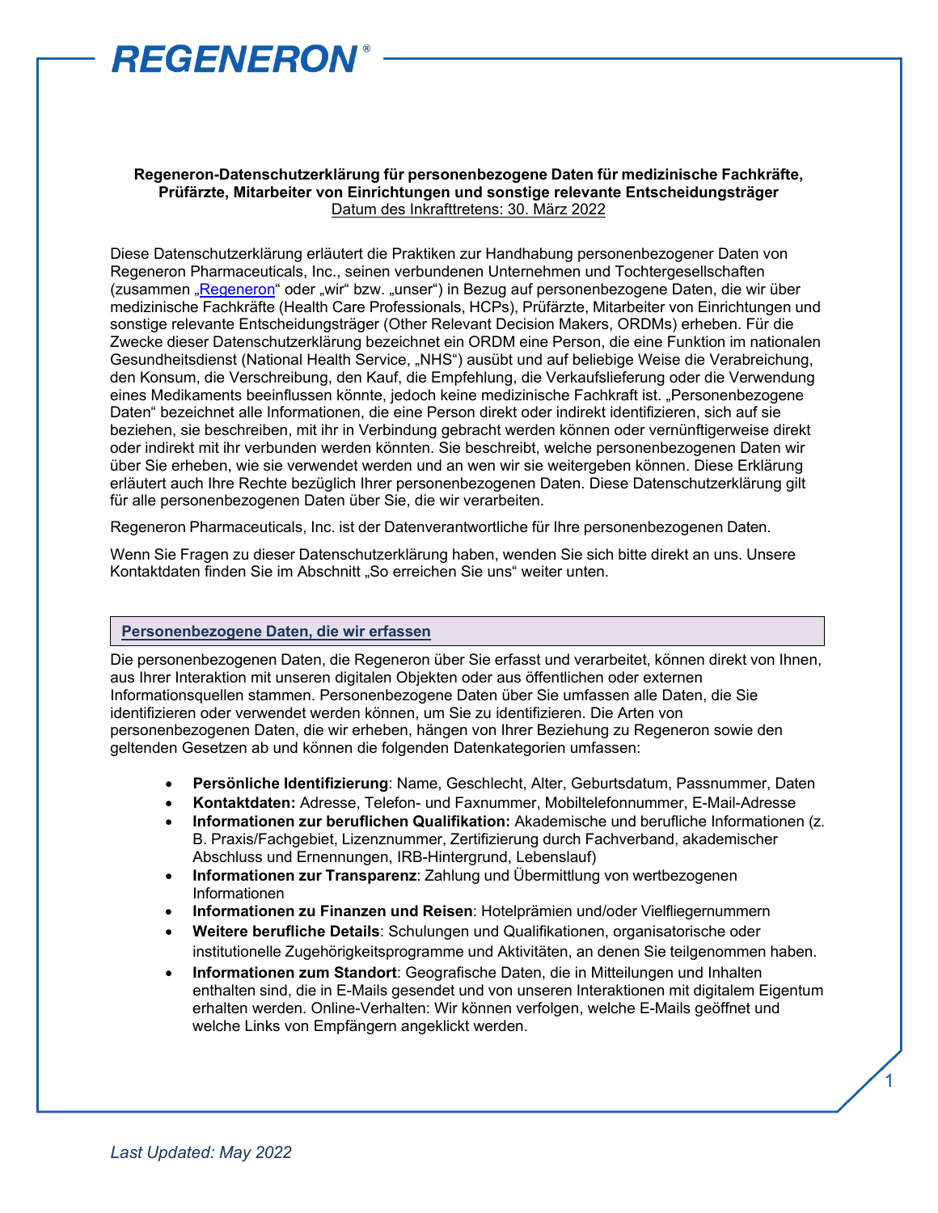**Regeneron-Datenschutzerklärung für personenbezogene Daten für medizinische Fachkräfte, Prüfärzte, Mitarbeiter von Einrichtungen und sonstige relevante Entscheidungsträger**
Datum des Inkrafttretens: 30. März 2022

Diese Datenschutzerklärung erläutert die Praktiken zur Handhabung personenbezogener Daten von Regeneron Pharmaceuticals, Inc., seinen verbundenen Unternehmen und Tochtergesellschaften (zusammen „Regeneron" oder „wir" bzw. „unser") in Bezug auf personenbezogene Daten, die wir über medizinische Fachkräfte (Health Care Professionals, HCPs), Prüfärzte, Mitarbeiter von Einrichtungen und sonstige relevante Entscheidungsträger (Other Relevant Decision Makers, ORDMs) erheben. Für die Zwecke dieser Datenschutzerklärung bezeichnet ein ORDM eine Person, die eine Funktion im nationalen Gesundheitsdienst (National Health Service, „NHS") ausübt und auf beliebige Weise die Verabreichung, den Konsum, die Verschreibung, den Kauf, die Empfehlung, die Verkaufslieferung oder die Verwendung eines Medikaments beeinflussen könnte, jedoch keine medizinische Fachkraft ist. „Personenbezogene Daten" bezeichnet alle Informationen, die eine Person direkt oder indirekt identifizieren, sich auf sie beziehen, sie beschreiben, mit ihr in Verbindung gebracht werden können oder vernünftigerweise direkt oder indirekt mit ihr verbunden werden könnten. Sie beschreibt, welche personenbezogenen Daten wir über Sie erheben, wie sie verwendet werden und an wen wir sie weitergeben können. Diese Erklärung erläutert auch Ihre Rechte bezüglich Ihrer personenbezogenen Daten. Diese Datenschutzerklärung gilt für alle personenbezogenen Daten über Sie, die wir verarbeiten.

Regeneron Pharmaceuticals, Inc. ist der Datenverantwortliche für Ihre personenbezogenen Daten.

Wenn Sie Fragen zu dieser Datenschutzerklärung haben, wenden Sie sich bitte direkt an uns. Unsere Kontaktdaten finden Sie im Abschnitt „So erreichen Sie uns" weiter unten.

## Personenbezogene Daten, die wir erfassen

Die personenbezogenen Daten, die Regeneron über Sie erfasst und verarbeitet, können direkt von Ihnen, aus Ihrer Interaktion mit unseren digitalen Objekten oder aus öffentlichen oder externen Informationsquellen stammen. Personenbezogene Daten über Sie umfassen alle Daten, die Sie identifizieren oder verwendet werden können, um Sie zu identifizieren. Die Arten von personenbezogenen Daten, die wir erheben, hängen von Ihrer Beziehung zu Regeneron sowie den geltenden Gesetzen ab und können die folgenden Datenkategorien umfassen:

- **Persönliche Identifizierung**: Name, Geschlecht, Alter, Geburtsdatum, Passnummer, Daten
- **Kontaktdaten:** Adresse, Telefon- und Faxnummer, Mobiltelefonnummer, E-Mail-Adresse
- **Informationen zur beruflichen Qualifikation:** Akademische und berufliche Informationen (z. B. Praxis/Fachgebiet, Lizenznummer, Zertifizierung durch Fachverband, akademischer Abschluss und Ernennungen, IRB-Hintergrund, Lebenslauf)
- **Informationen zur Transparenz**: Zahlung und Übermittlung von wertbezogenen Informationen
- **Informationen zu Finanzen und Reisen**: Hotelprämien und/oder Vielfliegernummern
- **Weitere berufliche Details**: Schulungen und Qualifikationen, organisatorische oder institutionelle Zugehörigkeitsprogramme und Aktivitäten, an denen Sie teilgenommen haben.
- **Informationen zum Standort**: Geografische Daten, die in Mitteilungen und Inhalten enthalten sind, die in E-Mails gesendet und von unseren Interaktionen mit digitalem Eigentum erhalten werden. Online-Verhalten: Wir können verfolgen, welche E-Mails geöffnet und welche Links von Empfängern angeklickt werden.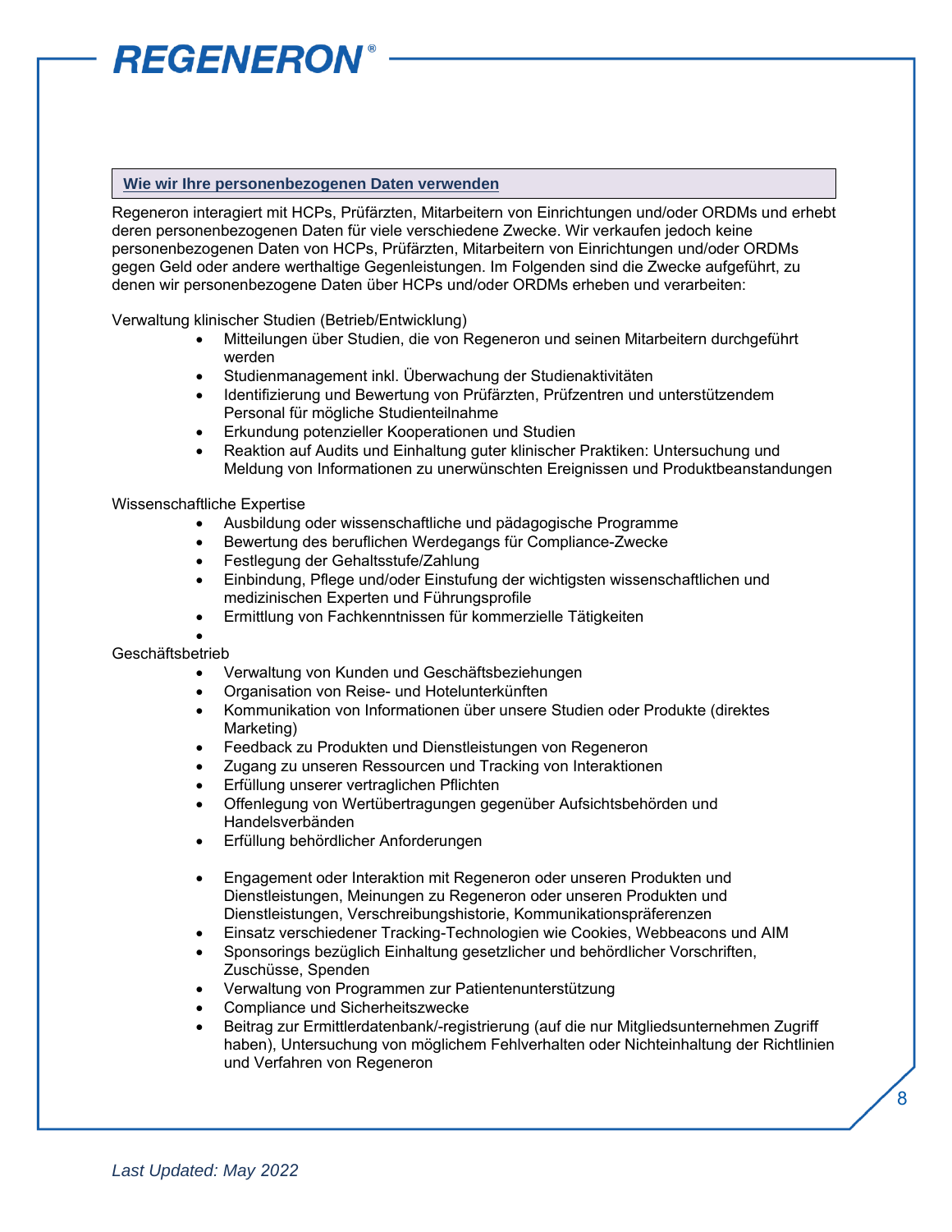## Wie wir Ihre personenbezogenen Daten verwenden

Regeneron interagiert mit HCPs, Prüfärzten, Mitarbeitern von Einrichtungen und/oder ORDMs und erhebt deren personenbezogenen Daten für viele verschiedene Zwecke. Wir verkaufen jedoch keine personenbezogenen Daten von HCPs, Prüfärzten, Mitarbeitern von Einrichtungen und/oder ORDMs gegen Geld oder andere werthaltige Gegenleistungen. Im Folgenden sind die Zwecke aufgeführt, zu denen wir personenbezogene Daten über HCPs und/oder ORDMs erheben und verarbeiten:

Verwaltung klinischer Studien (Betrieb/Entwicklung)

- Mitteilungen über Studien, die von Regeneron und seinen Mitarbeitern durchgeführt werden
- Studienmanagement inkl. Überwachung der Studienaktivitäten
- Identifizierung und Bewertung von Prüfärzten, Prüfzentren und unterstützendem Personal für mögliche Studienteilnahme
- Erkundung potenzieller Kooperationen und Studien
- Reaktion auf Audits und Einhaltung guter klinischer Praktiken: Untersuchung und Meldung von Informationen zu unerwünschten Ereignissen und Produktbeanstandungen

Wissenschaftliche Expertise

- Ausbildung oder wissenschaftliche und pädagogische Programme
- Bewertung des beruflichen Werdegangs für Compliance-Zwecke
- Festlegung der Gehaltsstufe/Zahlung
- Einbindung, Pflege und/oder Einstufung der wichtigsten wissenschaftlichen und medizinischen Experten und Führungsprofile
- Ermittlung von Fachkenntnissen für kommerzielle Tätigkeiten

Geschäftsbetrieb

- Verwaltung von Kunden und Geschäftsbeziehungen
- Organisation von Reise- und Hotelunterkünften
- Kommunikation von Informationen über unsere Studien oder Produkte (direktes Marketing)
- Feedback zu Produkten und Dienstleistungen von Regeneron
- Zugang zu unseren Ressourcen und Tracking von Interaktionen
- Erfüllung unserer vertraglichen Pflichten
- Offenlegung von Wertübertragungen gegenüber Aufsichtsbehörden und Handelsverbänden
- Erfüllung behördlicher Anforderungen
- Engagement oder Interaktion mit Regeneron oder unseren Produkten und Dienstleistungen, Meinungen zu Regeneron oder unseren Produkten und Dienstleistungen, Verschreibungshistorie, Kommunikationspräferenzen
- Einsatz verschiedener Tracking-Technologien wie Cookies, Webbeacons und AIM
- Sponsorings bezüglich Einhaltung gesetzlicher und behördlicher Vorschriften, Zuschüsse, Spenden
- Verwaltung von Programmen zur Patientenunterstützung
- Compliance und Sicherheitszwecke
- Beitrag zur Ermittlerdatenbank/-registrierung (auf die nur Mitgliedsunternehmen Zugriff haben), Untersuchung von möglichem Fehlverhalten oder Nichteinhaltung der Richtlinien und Verfahren von Regeneron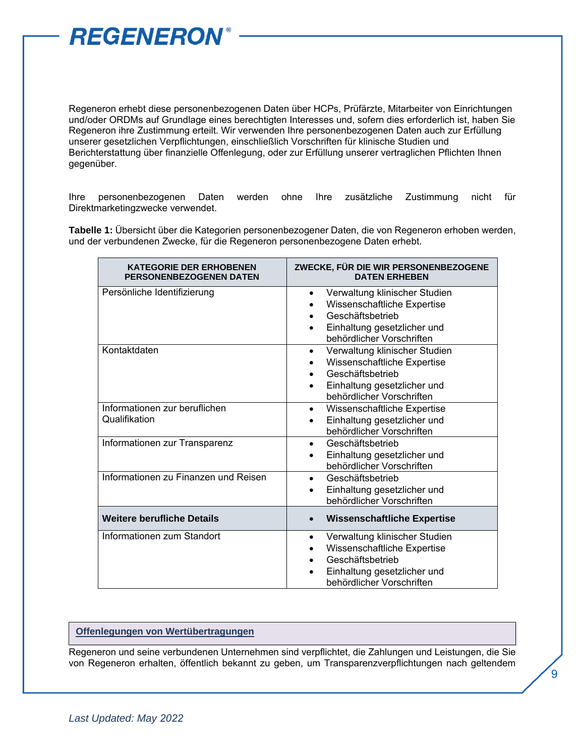Regeneron erhebt diese personenbezogenen Daten über HCPs, Prüfärzte, Mitarbeiter von Einrichtungen und/oder ORDMs auf Grundlage eines berechtigten Interesses und, sofern dies erforderlich ist, haben Sie Regeneron ihre Zustimmung erteilt. Wir verwenden Ihre personenbezogenen Daten auch zur Erfüllung unserer gesetzlichen Verpflichtungen, einschließlich Vorschriften für klinische Studien und Berichterstattung über finanzielle Offenlegung, oder zur Erfüllung unserer vertraglichen Pflichten Ihnen gegenüber.

Ihre personenbezogenen Daten werden ohne Ihre zusätzliche Zustimmung nicht für Direktmarketingzwecke verwendet.

**Tabelle 1:** Übersicht über die Kategorien personenbezogener Daten, die von Regeneron erhoben werden, und der verbundenen Zwecke, für die Regeneron personenbezogene Daten erhebt.

| KATEGORIE DER ERHOBENEN PERSONENBEZOGENEN DATEN | ZWECKE, FÜR DIE WIR PERSONENBEZOGENE DATEN ERHEBEN |
|---|---|
| Persönliche Identifizierung | • Verwaltung klinischer Studien<br>• Wissenschaftliche Expertise<br>• Geschäftsbetrieb<br>• Einhaltung gesetzlicher und behördlicher Vorschriften |
| Kontaktdaten | • Verwaltung klinischer Studien<br>• Wissenschaftliche Expertise<br>• Geschäftsbetrieb<br>• Einhaltung gesetzlicher und behördlicher Vorschriften |
| Informationen zur beruflichen Qualifikation | • Wissenschaftliche Expertise<br>• Einhaltung gesetzlicher und behördlicher Vorschriften |
| Informationen zur Transparenz | • Geschäftsbetrieb<br>• Einhaltung gesetzlicher und behördlicher Vorschriften |
| Informationen zu Finanzen und Reisen | • Geschäftsbetrieb<br>• Einhaltung gesetzlicher und behördlicher Vorschriften |
| **Weitere berufliche Details** | • **Wissenschaftliche Expertise** |
| Informationen zum Standort | • Verwaltung klinischer Studien<br>• Wissenschaftliche Expertise<br>• Geschäftsbetrieb<br>• Einhaltung gesetzlicher und behördlicher Vorschriften |

## Offenlegungen von Wertübertragungen

Regeneron und seine verbundenen Unternehmen sind verpflichtet, die Zahlungen und Leistungen, die Sie von Regeneron erhalten, öffentlich bekannt zu geben, um Transparenzverpflichtungen nach geltendem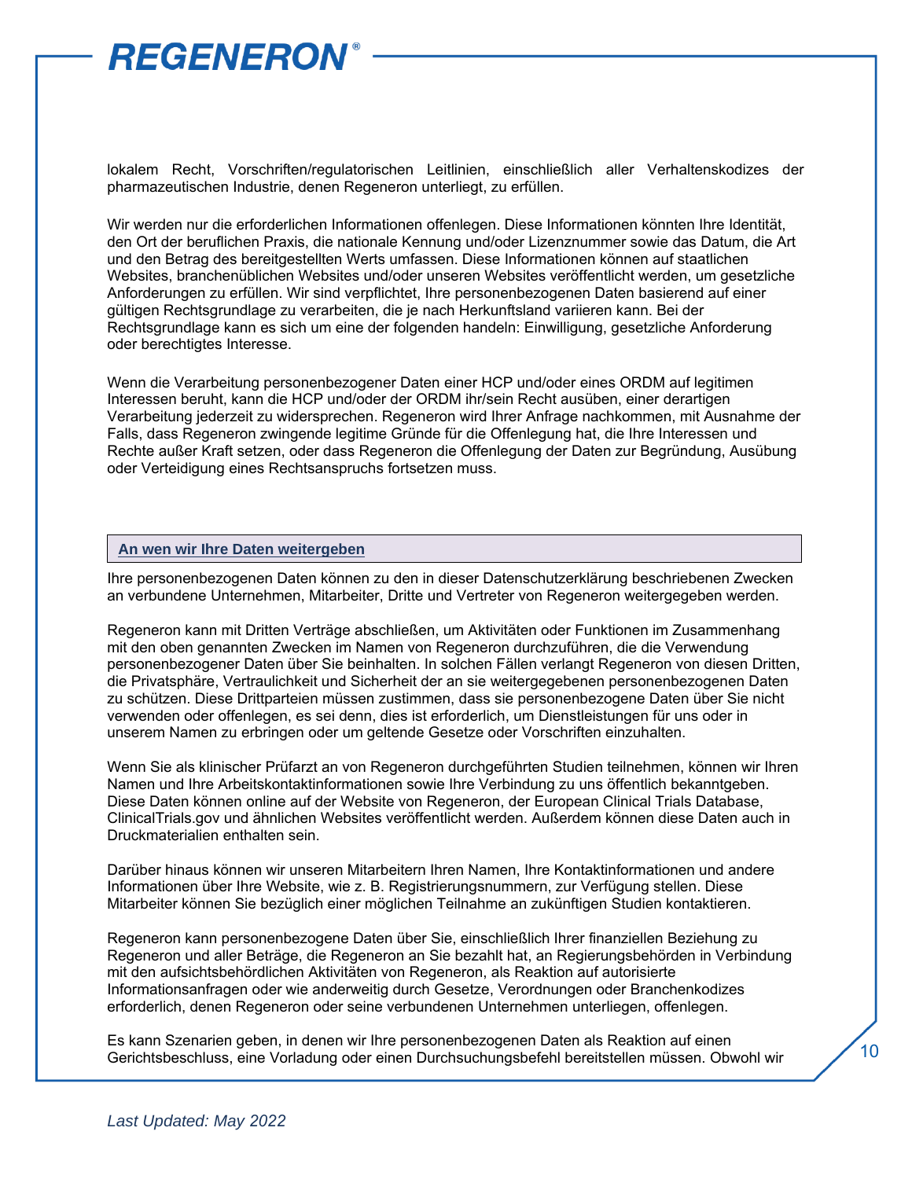lokalem Recht, Vorschriften/regulatorischen Leitlinien, einschließlich aller Verhaltenskodizes der pharmazeutischen Industrie, denen Regeneron unterliegt, zu erfüllen.

Wir werden nur die erforderlichen Informationen offenlegen. Diese Informationen könnten Ihre Identität, den Ort der beruflichen Praxis, die nationale Kennung und/oder Lizenznummer sowie das Datum, die Art und den Betrag des bereitgestellten Werts umfassen. Diese Informationen können auf staatlichen Websites, branchenüblichen Websites und/oder unseren Websites veröffentlicht werden, um gesetzliche Anforderungen zu erfüllen. Wir sind verpflichtet, Ihre personenbezogenen Daten basierend auf einer gültigen Rechtsgrundlage zu verarbeiten, die je nach Herkunftsland variieren kann. Bei der Rechtsgrundlage kann es sich um eine der folgenden handeln: Einwilligung, gesetzliche Anforderung oder berechtigtes Interesse.

Wenn die Verarbeitung personenbezogener Daten einer HCP und/oder eines ORDM auf legitimen Interessen beruht, kann die HCP und/oder der ORDM ihr/sein Recht ausüben, einer derartigen Verarbeitung jederzeit zu widersprechen. Regeneron wird Ihrer Anfrage nachkommen, mit Ausnahme der Falls, dass Regeneron zwingende legitime Gründe für die Offenlegung hat, die Ihre Interessen und Rechte außer Kraft setzen, oder dass Regeneron die Offenlegung der Daten zur Begründung, Ausübung oder Verteidigung eines Rechtsanspruchs fortsetzen muss.

## An wen wir Ihre Daten weitergeben

Ihre personenbezogenen Daten können zu den in dieser Datenschutzerklärung beschriebenen Zwecken an verbundene Unternehmen, Mitarbeiter, Dritte und Vertreter von Regeneron weitergegeben werden.

Regeneron kann mit Dritten Verträge abschließen, um Aktivitäten oder Funktionen im Zusammenhang mit den oben genannten Zwecken im Namen von Regeneron durchzuführen, die die Verwendung personenbezogener Daten über Sie beinhalten. In solchen Fällen verlangt Regeneron von diesen Dritten, die Privatsphäre, Vertraulichkeit und Sicherheit der an sie weitergegebenen personenbezogenen Daten zu schützen. Diese Drittparteien müssen zustimmen, dass sie personenbezogene Daten über Sie nicht verwenden oder offenlegen, es sei denn, dies ist erforderlich, um Dienstleistungen für uns oder in unserem Namen zu erbringen oder um geltende Gesetze oder Vorschriften einzuhalten.

Wenn Sie als klinischer Prüfarzt an von Regeneron durchgeführten Studien teilnehmen, können wir Ihren Namen und Ihre Arbeitskontaktinformationen sowie Ihre Verbindung zu uns öffentlich bekanntgeben. Diese Daten können online auf der Website von Regeneron, der European Clinical Trials Database, ClinicalTrials.gov und ähnlichen Websites veröffentlicht werden. Außerdem können diese Daten auch in Druckmaterialien enthalten sein.

Darüber hinaus können wir unseren Mitarbeitern Ihren Namen, Ihre Kontaktinformationen und andere Informationen über Ihre Website, wie z. B. Registrierungsnummern, zur Verfügung stellen. Diese Mitarbeiter können Sie bezüglich einer möglichen Teilnahme an zukünftigen Studien kontaktieren.

Regeneron kann personenbezogene Daten über Sie, einschließlich Ihrer finanziellen Beziehung zu Regeneron und aller Beträge, die Regeneron an Sie bezahlt hat, an Regierungsbehörden in Verbindung mit den aufsichtsbehördlichen Aktivitäten von Regeneron, als Reaktion auf autorisierte Informationsanfragen oder wie anderweitig durch Gesetze, Verordnungen oder Branchenkodizes erforderlich, denen Regeneron oder seine verbundenen Unternehmen unterliegen, offenlegen.

Es kann Szenarien geben, in denen wir Ihre personenbezogenen Daten als Reaktion auf einen Gerichtsbeschluss, eine Vorladung oder einen Durchsuchungsbefehl bereitstellen müssen. Obwohl wir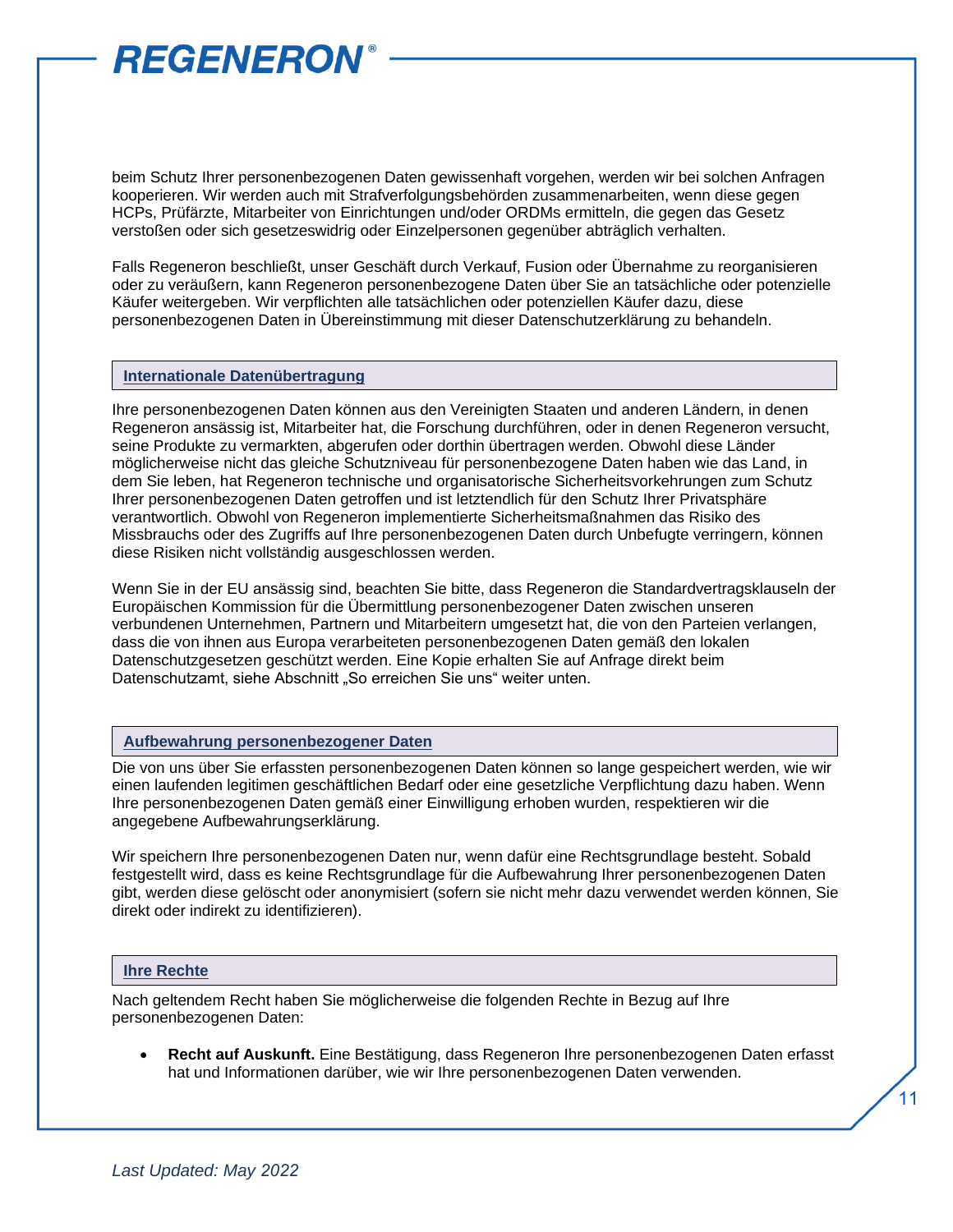beim Schutz Ihrer personenbezogenen Daten gewissenhaft vorgehen, werden wir bei solchen Anfragen kooperieren. Wir werden auch mit Strafverfolgungsbehörden zusammenarbeiten, wenn diese gegen HCPs, Prüfärzte, Mitarbeiter von Einrichtungen und/oder ORDMs ermitteln, die gegen das Gesetz verstoßen oder sich gesetzeswidrig oder Einzelpersonen gegenüber abträglich verhalten.

Falls Regeneron beschließt, unser Geschäft durch Verkauf, Fusion oder Übernahme zu reorganisieren oder zu veräußern, kann Regeneron personenbezogene Daten über Sie an tatsächliche oder potenzielle Käufer weitergeben. Wir verpflichten alle tatsächlichen oder potenziellen Käufer dazu, diese personenbezogenen Daten in Übereinstimmung mit dieser Datenschutzerklärung zu behandeln.

## Internationale Datenübertragung

Ihre personenbezogenen Daten können aus den Vereinigten Staaten und anderen Ländern, in denen Regeneron ansässig ist, Mitarbeiter hat, die Forschung durchführen, oder in denen Regeneron versucht, seine Produkte zu vermarkten, abgerufen oder dorthin übertragen werden. Obwohl diese Länder möglicherweise nicht das gleiche Schutzniveau für personenbezogene Daten haben wie das Land, in dem Sie leben, hat Regeneron technische und organisatorische Sicherheitsvorkehrungen zum Schutz Ihrer personenbezogenen Daten getroffen und ist letztendlich für den Schutz Ihrer Privatsphäre verantwortlich. Obwohl von Regeneron implementierte Sicherheitsmaßnahmen das Risiko des Missbrauchs oder des Zugriffs auf Ihre personenbezogenen Daten durch Unbefugte verringern, können diese Risiken nicht vollständig ausgeschlossen werden.

Wenn Sie in der EU ansässig sind, beachten Sie bitte, dass Regeneron die Standardvertragsklauseln der Europäischen Kommission für die Übermittlung personenbezogener Daten zwischen unseren verbundenen Unternehmen, Partnern und Mitarbeitern umgesetzt hat, die von den Parteien verlangen, dass die von ihnen aus Europa verarbeiteten personenbezogenen Daten gemäß den lokalen Datenschutzgesetzen geschützt werden. Eine Kopie erhalten Sie auf Anfrage direkt beim Datenschutzamt, siehe Abschnitt „So erreichen Sie uns" weiter unten.

## Aufbewahrung personenbezogener Daten

Die von uns über Sie erfassten personenbezogenen Daten können so lange gespeichert werden, wie wir einen laufenden legitimen geschäftlichen Bedarf oder eine gesetzliche Verpflichtung dazu haben. Wenn Ihre personenbezogenen Daten gemäß einer Einwilligung erhoben wurden, respektieren wir die angegebene Aufbewahrungserklärung.

Wir speichern Ihre personenbezogenen Daten nur, wenn dafür eine Rechtsgrundlage besteht. Sobald festgestellt wird, dass es keine Rechtsgrundlage für die Aufbewahrung Ihrer personenbezogenen Daten gibt, werden diese gelöscht oder anonymisiert (sofern sie nicht mehr dazu verwendet werden können, Sie direkt oder indirekt zu identifizieren).

## Ihre Rechte

Nach geltendem Recht haben Sie möglicherweise die folgenden Rechte in Bezug auf Ihre personenbezogenen Daten:

- **Recht auf Auskunft.** Eine Bestätigung, dass Regeneron Ihre personenbezogenen Daten erfasst hat und Informationen darüber, wie wir Ihre personenbezogenen Daten verwenden.

*Last Updated: May 2022*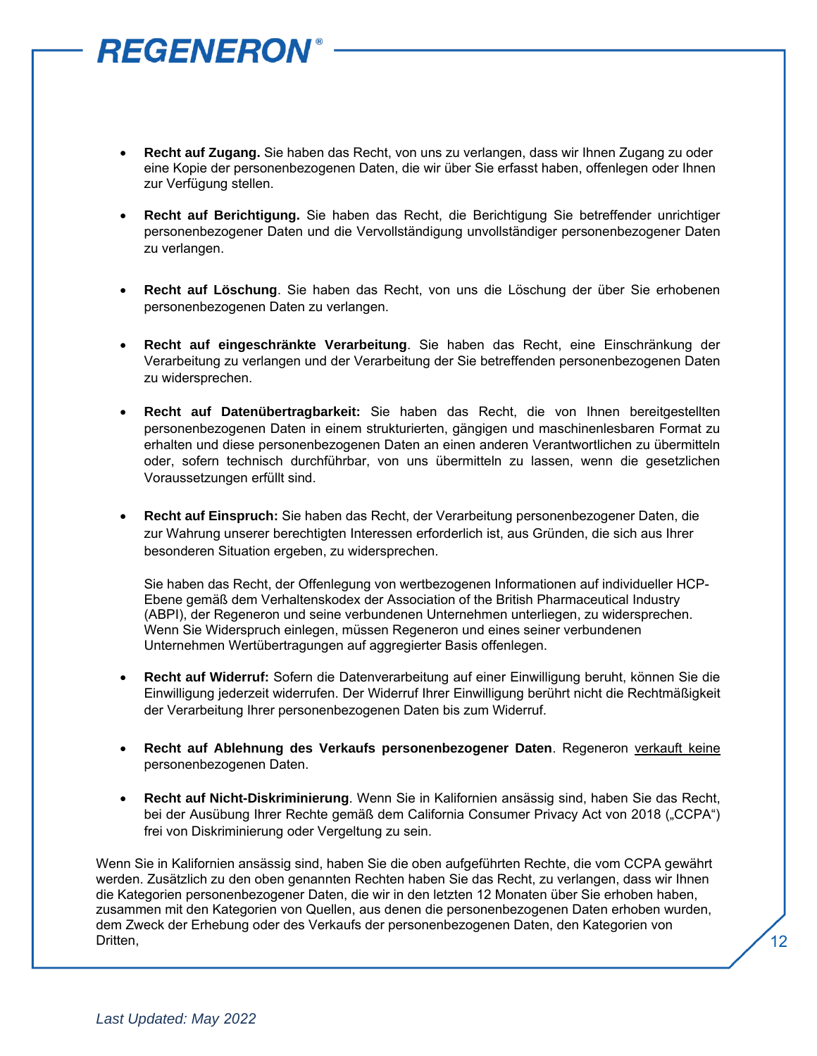- **Recht auf Zugang.** Sie haben das Recht, von uns zu verlangen, dass wir Ihnen Zugang zu oder eine Kopie der personenbezogenen Daten, die wir über Sie erfasst haben, offenlegen oder Ihnen zur Verfügung stellen.

- **Recht auf Berichtigung.** Sie haben das Recht, die Berichtigung Sie betreffender unrichtiger personenbezogener Daten und die Vervollständigung unvollständiger personenbezogener Daten zu verlangen.

- **Recht auf Löschung**. Sie haben das Recht, von uns die Löschung der über Sie erhobenen personenbezogenen Daten zu verlangen.

- **Recht auf eingeschränkte Verarbeitung**. Sie haben das Recht, eine Einschränkung der Verarbeitung zu verlangen und der Verarbeitung der Sie betreffenden personenbezogenen Daten zu widersprechen.

- **Recht auf Datenübertragbarkeit:** Sie haben das Recht, die von Ihnen bereitgestellten personenbezogenen Daten in einem strukturierten, gängigen und maschinenlesbaren Format zu erhalten und diese personenbezogenen Daten an einen anderen Verantwortlichen zu übermitteln oder, sofern technisch durchführbar, von uns übermitteln zu lassen, wenn die gesetzlichen Voraussetzungen erfüllt sind.

- **Recht auf Einspruch:** Sie haben das Recht, der Verarbeitung personenbezogener Daten, die zur Wahrung unserer berechtigten Interessen erforderlich ist, aus Gründen, die sich aus Ihrer besonderen Situation ergeben, zu widersprechen.

  Sie haben das Recht, der Offenlegung von wertbezogenen Informationen auf individueller HCP-Ebene gemäß dem Verhaltenskodex der Association of the British Pharmaceutical Industry (ABPI), der Regeneron und seine verbundenen Unternehmen unterliegen, zu widersprechen. Wenn Sie Widerspruch einlegen, müssen Regeneron und eines seiner verbundenen Unternehmen Wertübertragungen auf aggregierter Basis offenlegen.

- **Recht auf Widerruf:** Sofern die Datenverarbeitung auf einer Einwilligung beruht, können Sie die Einwilligung jederzeit widerrufen. Der Widerruf Ihrer Einwilligung berührt nicht die Rechtmäßigkeit der Verarbeitung Ihrer personenbezogenen Daten bis zum Widerruf.

- **Recht auf Ablehnung des Verkaufs personenbezogener Daten**. Regeneron verkauft keine personenbezogenen Daten.

- **Recht auf Nicht-Diskriminierung**. Wenn Sie in Kalifornien ansässig sind, haben Sie das Recht, bei der Ausübung Ihrer Rechte gemäß dem California Consumer Privacy Act von 2018 („CCPA“) frei von Diskriminierung oder Vergeltung zu sein.

Wenn Sie in Kalifornien ansässig sind, haben Sie die oben aufgeführten Rechte, die vom CCPA gewährt werden. Zusätzlich zu den oben genannten Rechten haben Sie das Recht, zu verlangen, dass wir Ihnen die Kategorien personenbezogener Daten, die wir in den letzten 12 Monaten über Sie erhoben haben, zusammen mit den Kategorien von Quellen, aus denen die personenbezogenen Daten erhoben wurden, dem Zweck der Erhebung oder des Verkaufs der personenbezogenen Daten, den Kategorien von Dritten,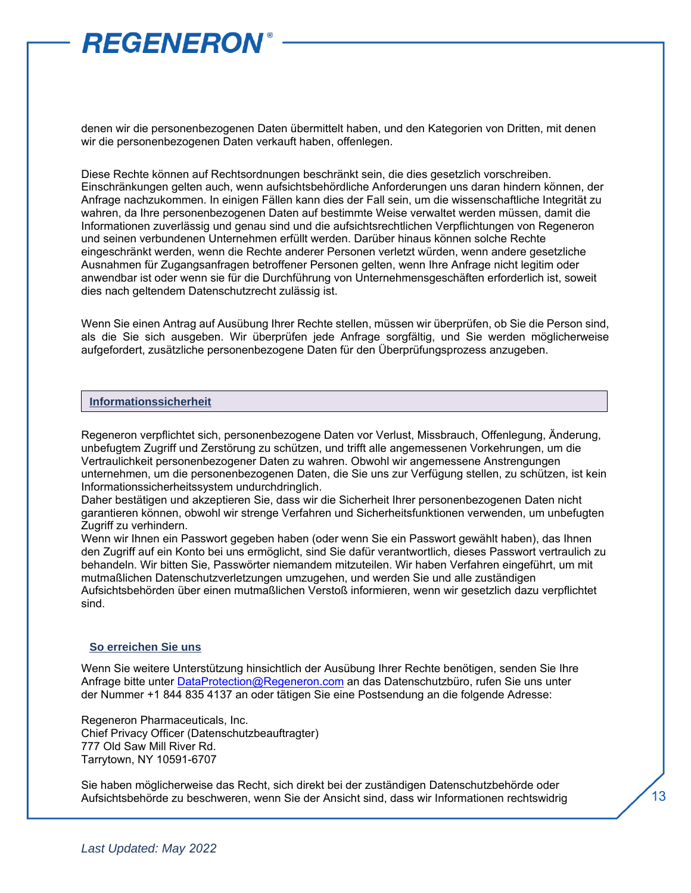denen wir die personenbezogenen Daten übermittelt haben, und den Kategorien von Dritten, mit denen wir die personenbezogenen Daten verkauft haben, offenlegen.

Diese Rechte können auf Rechtsordnungen beschränkt sein, die dies gesetzlich vorschreiben. Einschränkungen gelten auch, wenn aufsichtsbehördliche Anforderungen uns daran hindern können, der Anfrage nachzukommen. In einigen Fällen kann dies der Fall sein, um die wissenschaftliche Integrität zu wahren, da Ihre personenbezogenen Daten auf bestimmte Weise verwaltet werden müssen, damit die Informationen zuverlässig und genau sind und die aufsichtsrechtlichen Verpflichtungen von Regeneron und seinen verbundenen Unternehmen erfüllt werden. Darüber hinaus können solche Rechte eingeschränkt werden, wenn die Rechte anderer Personen verletzt würden, wenn andere gesetzliche Ausnahmen für Zugangsanfragen betroffener Personen gelten, wenn Ihre Anfrage nicht legitim oder anwendbar ist oder wenn sie für die Durchführung von Unternehmensgeschäften erforderlich ist, soweit dies nach geltendem Datenschutzrecht zulässig ist.

Wenn Sie einen Antrag auf Ausübung Ihrer Rechte stellen, müssen wir überprüfen, ob Sie die Person sind, als die Sie sich ausgeben. Wir überprüfen jede Anfrage sorgfältig, und Sie werden möglicherweise aufgefordert, zusätzliche personenbezogene Daten für den Überprüfungsprozess anzugeben.

## Informationssicherheit

Regeneron verpflichtet sich, personenbezogene Daten vor Verlust, Missbrauch, Offenlegung, Änderung, unbefugtem Zugriff und Zerstörung zu schützen, und trifft alle angemessenen Vorkehrungen, um die Vertraulichkeit personenbezogener Daten zu wahren. Obwohl wir angemessene Anstrengungen unternehmen, um die personenbezogenen Daten, die Sie uns zur Verfügung stellen, zu schützen, ist kein Informationssicherheitssystem undurchdringlich.
Daher bestätigen und akzeptieren Sie, dass wir die Sicherheit Ihrer personenbezogenen Daten nicht garantieren können, obwohl wir strenge Verfahren und Sicherheitsfunktionen verwenden, um unbefugten Zugriff zu verhindern.
Wenn wir Ihnen ein Passwort gegeben haben (oder wenn Sie ein Passwort gewählt haben), das Ihnen den Zugriff auf ein Konto bei uns ermöglicht, sind Sie dafür verantwortlich, dieses Passwort vertraulich zu behandeln. Wir bitten Sie, Passwörter niemandem mitzuteilen. Wir haben Verfahren eingeführt, um mit mutmaßlichen Datenschutzverletzungen umzugehen, und werden Sie und alle zuständigen Aufsichtsbehörden über einen mutmaßlichen Verstoß informieren, wenn wir gesetzlich dazu verpflichtet sind.

## So erreichen Sie uns

Wenn Sie weitere Unterstützung hinsichtlich der Ausübung Ihrer Rechte benötigen, senden Sie Ihre Anfrage bitte unter DataProtection@Regeneron.com an das Datenschutzbüro, rufen Sie uns unter der Nummer +1 844 835 4137 an oder tätigen Sie eine Postsendung an die folgende Adresse:

Regeneron Pharmaceuticals, Inc.
Chief Privacy Officer (Datenschutzbeauftragter)
777 Old Saw Mill River Rd.
Tarrytown, NY 10591-6707

Sie haben möglicherweise das Recht, sich direkt bei der zuständigen Datenschutzbehörde oder Aufsichtsbehörde zu beschweren, wenn Sie der Ansicht sind, dass wir Informationen rechtswidrig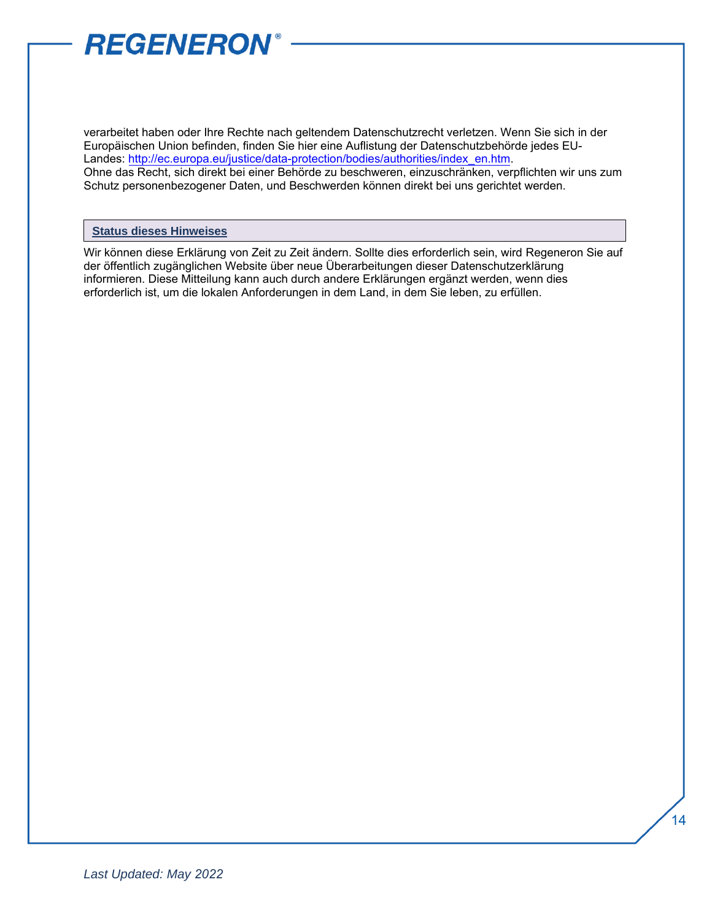verarbeitet haben oder Ihre Rechte nach geltendem Datenschutzrecht verletzen. Wenn Sie sich in der Europäischen Union befinden, finden Sie hier eine Auflistung der Datenschutzbehörde jedes EU-Landes: [http://ec.europa.eu/justice/data-protection/bodies/authorities/index_en.htm](http://ec.europa.eu/justice/data-protection/bodies/authorities/index_en.htm).
Ohne das Recht, sich direkt bei einer Behörde zu beschweren, einzuschränken, verpflichten wir uns zum Schutz personenbezogener Daten, und Beschwerden können direkt bei uns gerichtet werden.

## Status dieses Hinweises

Wir können diese Erklärung von Zeit zu Zeit ändern. Sollte dies erforderlich sein, wird Regeneron Sie auf der öffentlich zugänglichen Website über neue Überarbeitungen dieser Datenschutzerklärung informieren. Diese Mitteilung kann auch durch andere Erklärungen ergänzt werden, wenn dies erforderlich ist, um die lokalen Anforderungen in dem Land, in dem Sie leben, zu erfüllen.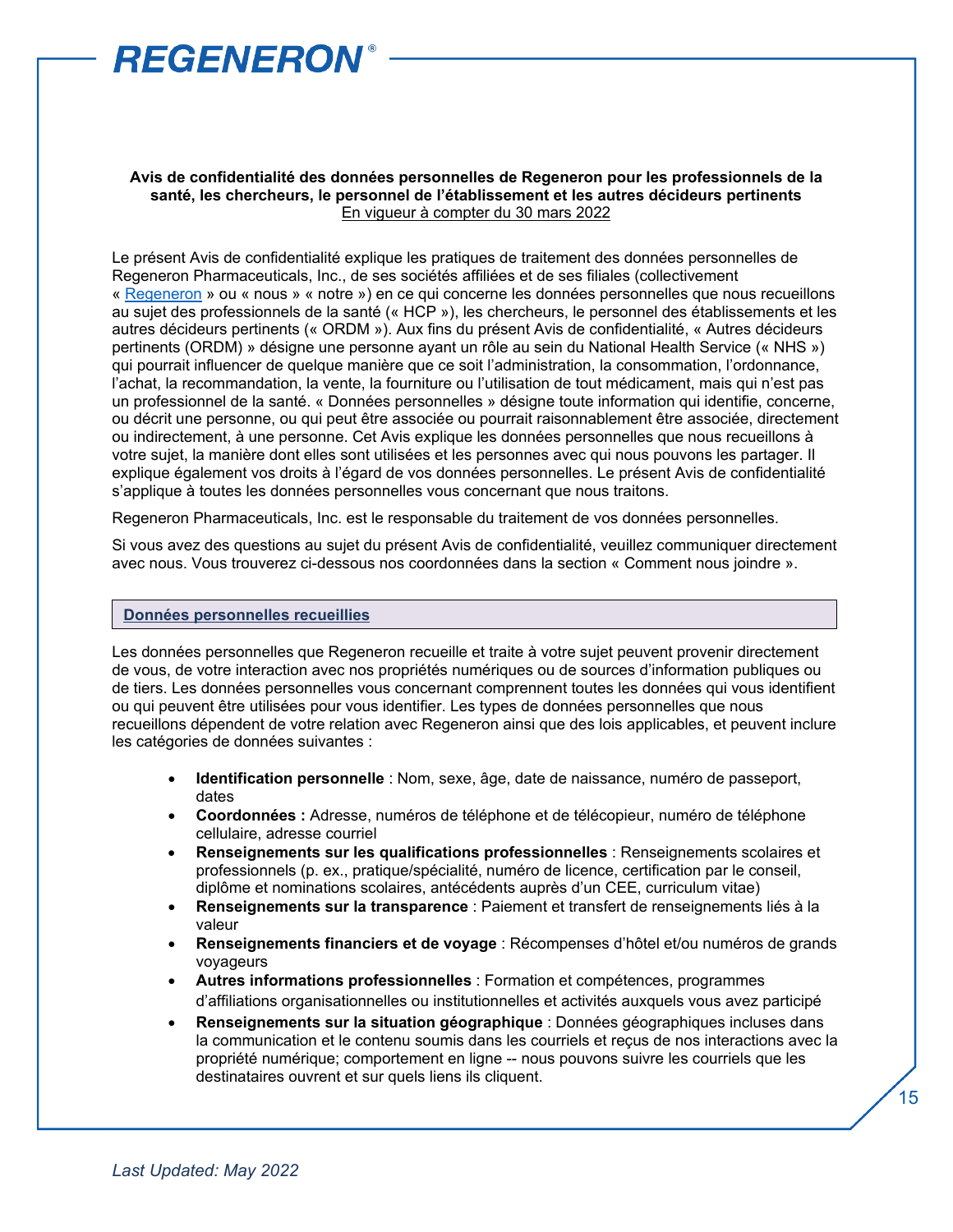**Avis de confidentialité des données personnelles de Regeneron pour les professionnels de la santé, les chercheurs, le personnel de l'établissement et les autres décideurs pertinents**
En vigueur à compter du 30 mars 2022

Le présent Avis de confidentialité explique les pratiques de traitement des données personnelles de Regeneron Pharmaceuticals, Inc., de ses sociétés affiliées et de ses filiales (collectivement « Regeneron » ou « nous » « notre ») en ce qui concerne les données personnelles que nous recueillons au sujet des professionnels de la santé (« HCP »), les chercheurs, le personnel des établissements et les autres décideurs pertinents (« ORDM »). Aux fins du présent Avis de confidentialité, « Autres décideurs pertinents (ORDM) » désigne une personne ayant un rôle au sein du National Health Service (« NHS ») qui pourrait influencer de quelque manière que ce soit l'administration, la consommation, l'ordonnance, l'achat, la recommandation, la vente, la fourniture ou l'utilisation de tout médicament, mais qui n'est pas un professionnel de la santé. « Données personnelles » désigne toute information qui identifie, concerne, ou décrit une personne, ou qui peut être associée ou pourrait raisonnablement être associée, directement ou indirectement, à une personne. Cet Avis explique les données personnelles que nous recueillons à votre sujet, la manière dont elles sont utilisées et les personnes avec qui nous pouvons les partager. Il explique également vos droits à l'égard de vos données personnelles. Le présent Avis de confidentialité s'applique à toutes les données personnelles vous concernant que nous traitons.

Regeneron Pharmaceuticals, Inc. est le responsable du traitement de vos données personnelles.

Si vous avez des questions au sujet du présent Avis de confidentialité, veuillez communiquer directement avec nous. Vous trouverez ci-dessous nos coordonnées dans la section « Comment nous joindre ».

## Données personnelles recueillies

Les données personnelles que Regeneron recueille et traite à votre sujet peuvent provenir directement de vous, de votre interaction avec nos propriétés numériques ou de sources d'information publiques ou de tiers. Les données personnelles vous concernant comprennent toutes les données qui vous identifient ou qui peuvent être utilisées pour vous identifier. Les types de données personnelles que nous recueillons dépendent de votre relation avec Regeneron ainsi que des lois applicables, et peuvent inclure les catégories de données suivantes :

- **Identification personnelle** : Nom, sexe, âge, date de naissance, numéro de passeport, dates
- **Coordonnées :** Adresse, numéros de téléphone et de télécopieur, numéro de téléphone cellulaire, adresse courriel
- **Renseignements sur les qualifications professionnelles** : Renseignements scolaires et professionnels (p. ex., pratique/spécialité, numéro de licence, certification par le conseil, diplôme et nominations scolaires, antécédents auprès d'un CEE, curriculum vitae)
- **Renseignements sur la transparence** : Paiement et transfert de renseignements liés à la valeur
- **Renseignements financiers et de voyage** : Récompenses d'hôtel et/ou numéros de grands voyageurs
- **Autres informations professionnelles** : Formation et compétences, programmes d'affiliations organisationnelles ou institutionnelles et activités auxquels vous avez participé
- **Renseignements sur la situation géographique** : Données géographiques incluses dans la communication et le contenu soumis dans les courriels et reçus de nos interactions avec la propriété numérique; comportement en ligne -- nous pouvons suivre les courriels que les destinataires ouvrent et sur quels liens ils cliquent.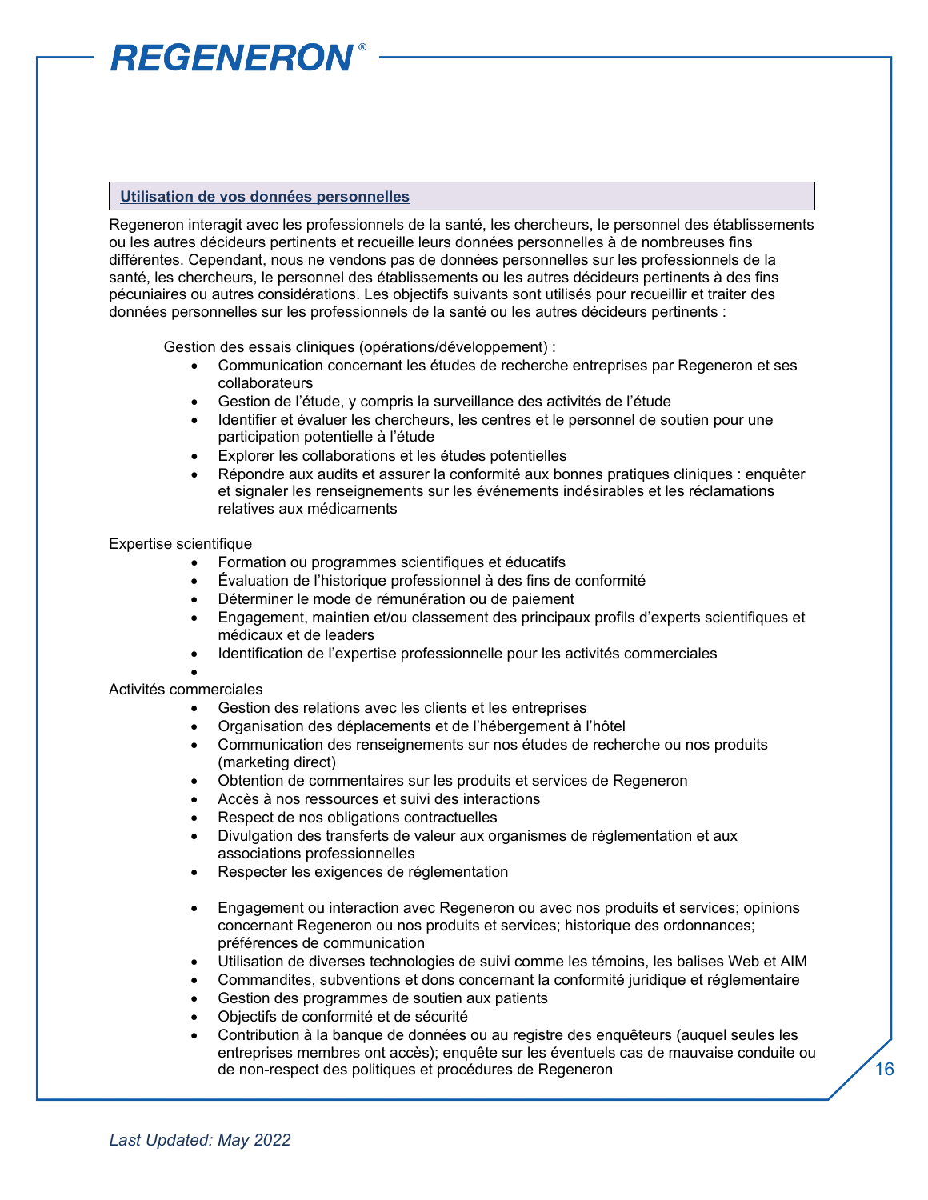## Utilisation de vos données personnelles

Regeneron interagit avec les professionnels de la santé, les chercheurs, le personnel des établissements ou les autres décideurs pertinents et recueille leurs données personnelles à de nombreuses fins différentes. Cependant, nous ne vendons pas de données personnelles sur les professionnels de la santé, les chercheurs, le personnel des établissements ou les autres décideurs pertinents à des fins pécuniaires ou autres considérations. Les objectifs suivants sont utilisés pour recueillir et traiter des données personnelles sur les professionnels de la santé ou les autres décideurs pertinents :

Gestion des essais cliniques (opérations/développement) :

- Communication concernant les études de recherche entreprises par Regeneron et ses collaborateurs
- Gestion de l'étude, y compris la surveillance des activités de l'étude
- Identifier et évaluer les chercheurs, les centres et le personnel de soutien pour une participation potentielle à l'étude
- Explorer les collaborations et les études potentielles
- Répondre aux audits et assurer la conformité aux bonnes pratiques cliniques : enquêter et signaler les renseignements sur les événements indésirables et les réclamations relatives aux médicaments

Expertise scientifique

- Formation ou programmes scientifiques et éducatifs
- Évaluation de l'historique professionnel à des fins de conformité
- Déterminer le mode de rémunération ou de paiement
- Engagement, maintien et/ou classement des principaux profils d'experts scientifiques et médicaux et de leaders
- Identification de l'expertise professionnelle pour les activités commerciales

Activités commerciales

- Gestion des relations avec les clients et les entreprises
- Organisation des déplacements et de l'hébergement à l'hôtel
- Communication des renseignements sur nos études de recherche ou nos produits (marketing direct)
- Obtention de commentaires sur les produits et services de Regeneron
- Accès à nos ressources et suivi des interactions
- Respect de nos obligations contractuelles
- Divulgation des transferts de valeur aux organismes de réglementation et aux associations professionnelles
- Respecter les exigences de réglementation
- Engagement ou interaction avec Regeneron ou avec nos produits et services; opinions concernant Regeneron ou nos produits et services; historique des ordonnances; préférences de communication
- Utilisation de diverses technologies de suivi comme les témoins, les balises Web et AIM
- Commandites, subventions et dons concernant la conformité juridique et réglementaire
- Gestion des programmes de soutien aux patients
- Objectifs de conformité et de sécurité
- Contribution à la banque de données ou au registre des enquêteurs (auquel seules les entreprises membres ont accès); enquête sur les éventuels cas de mauvaise conduite ou de non-respect des politiques et procédures de Regeneron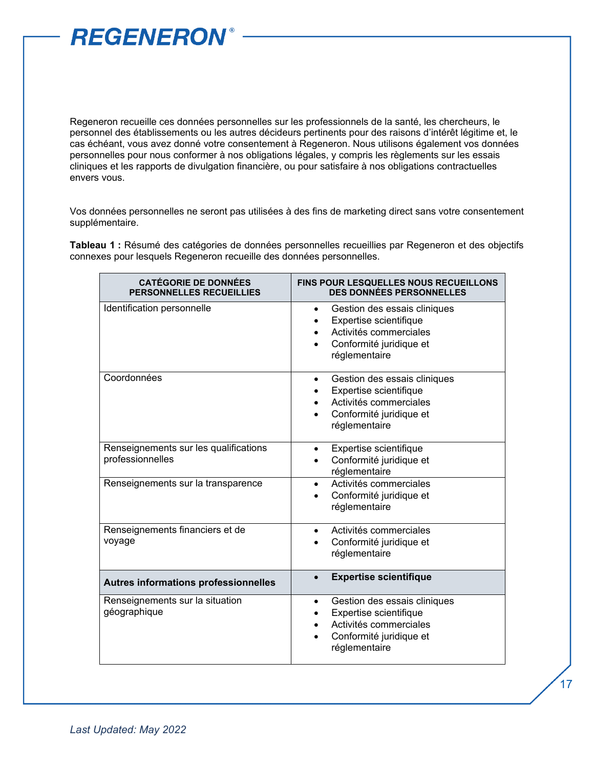Regeneron recueille ces données personnelles sur les professionnels de la santé, les chercheurs, le personnel des établissements ou les autres décideurs pertinents pour des raisons d'intérêt légitime et, le cas échéant, vous avez donné votre consentement à Regeneron. Nous utilisons également vos données personnelles pour nous conformer à nos obligations légales, y compris les règlements sur les essais cliniques et les rapports de divulgation financière, ou pour satisfaire à nos obligations contractuelles envers vous.

Vos données personnelles ne seront pas utilisées à des fins de marketing direct sans votre consentement supplémentaire.

**Tableau 1 :** Résumé des catégories de données personnelles recueillies par Regeneron et des objectifs connexes pour lesquels Regeneron recueille des données personnelles.

| CATÉGORIE DE DONNÉES PERSONNELLES RECUEILLIES | FINS POUR LESQUELLES NOUS RECUEILLONS DES DONNÉES PERSONNELLES |
|---|---|
| Identification personnelle | • Gestion des essais cliniques<br>• Expertise scientifique<br>• Activités commerciales<br>• Conformité juridique et réglementaire |
| Coordonnées | • Gestion des essais cliniques<br>• Expertise scientifique<br>• Activités commerciales<br>• Conformité juridique et réglementaire |
| Renseignements sur les qualifications professionnelles | • Expertise scientifique<br>• Conformité juridique et réglementaire |
| Renseignements sur la transparence | • Activités commerciales<br>• Conformité juridique et réglementaire |
| Renseignements financiers et de voyage | • Activités commerciales<br>• Conformité juridique et réglementaire |
| **Autres informations professionnelles** | • **Expertise scientifique** |
| Renseignements sur la situation géographique | • Gestion des essais cliniques<br>• Expertise scientifique<br>• Activités commerciales<br>• Conformité juridique et réglementaire |

*Last Updated: May 2022*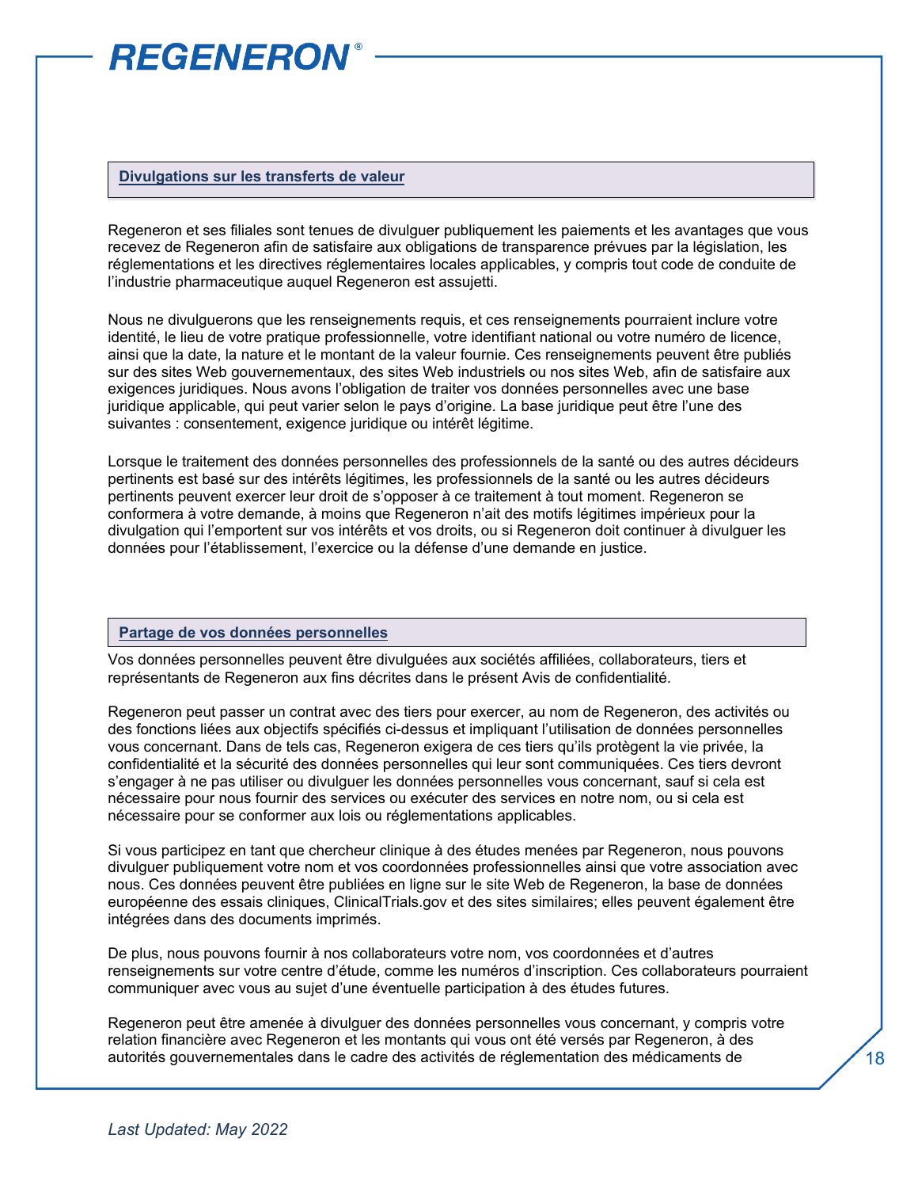## Divulgations sur les transferts de valeur

Regeneron et ses filiales sont tenues de divulguer publiquement les paiements et les avantages que vous recevez de Regeneron afin de satisfaire aux obligations de transparence prévues par la législation, les réglementations et les directives réglementaires locales applicables, y compris tout code de conduite de l'industrie pharmaceutique auquel Regeneron est assujetti.

Nous ne divulguerons que les renseignements requis, et ces renseignements pourraient inclure votre identité, le lieu de votre pratique professionnelle, votre identifiant national ou votre numéro de licence, ainsi que la date, la nature et le montant de la valeur fournie. Ces renseignements peuvent être publiés sur des sites Web gouvernementaux, des sites Web industriels ou nos sites Web, afin de satisfaire aux exigences juridiques. Nous avons l'obligation de traiter vos données personnelles avec une base juridique applicable, qui peut varier selon le pays d'origine. La base juridique peut être l'une des suivantes : consentement, exigence juridique ou intérêt légitime.

Lorsque le traitement des données personnelles des professionnels de la santé ou des autres décideurs pertinents est basé sur des intérêts légitimes, les professionnels de la santé ou les autres décideurs pertinents peuvent exercer leur droit de s'opposer à ce traitement à tout moment. Regeneron se conformera à votre demande, à moins que Regeneron n'ait des motifs légitimes impérieux pour la divulgation qui l'emportent sur vos intérêts et vos droits, ou si Regeneron doit continuer à divulguer les données pour l'établissement, l'exercice ou la défense d'une demande en justice.

## Partage de vos données personnelles

Vos données personnelles peuvent être divulguées aux sociétés affiliées, collaborateurs, tiers et représentants de Regeneron aux fins décrites dans le présent Avis de confidentialité.

Regeneron peut passer un contrat avec des tiers pour exercer, au nom de Regeneron, des activités ou des fonctions liées aux objectifs spécifiés ci-dessus et impliquant l'utilisation de données personnelles vous concernant. Dans de tels cas, Regeneron exigera de ces tiers qu'ils protègent la vie privée, la confidentialité et la sécurité des données personnelles qui leur sont communiquées. Ces tiers devront s'engager à ne pas utiliser ou divulguer les données personnelles vous concernant, sauf si cela est nécessaire pour nous fournir des services ou exécuter des services en notre nom, ou si cela est nécessaire pour se conformer aux lois ou réglementations applicables.

Si vous participez en tant que chercheur clinique à des études menées par Regeneron, nous pouvons divulguer publiquement votre nom et vos coordonnées professionnelles ainsi que votre association avec nous. Ces données peuvent être publiées en ligne sur le site Web de Regeneron, la base de données européenne des essais cliniques, ClinicalTrials.gov et des sites similaires; elles peuvent également être intégrées dans des documents imprimés.

De plus, nous pouvons fournir à nos collaborateurs votre nom, vos coordonnées et d'autres renseignements sur votre centre d'étude, comme les numéros d'inscription. Ces collaborateurs pourraient communiquer avec vous au sujet d'une éventuelle participation à des études futures.

Regeneron peut être amenée à divulguer des données personnelles vous concernant, y compris votre relation financière avec Regeneron et les montants qui vous ont été versés par Regeneron, à des autorités gouvernementales dans le cadre des activités de réglementation des médicaments de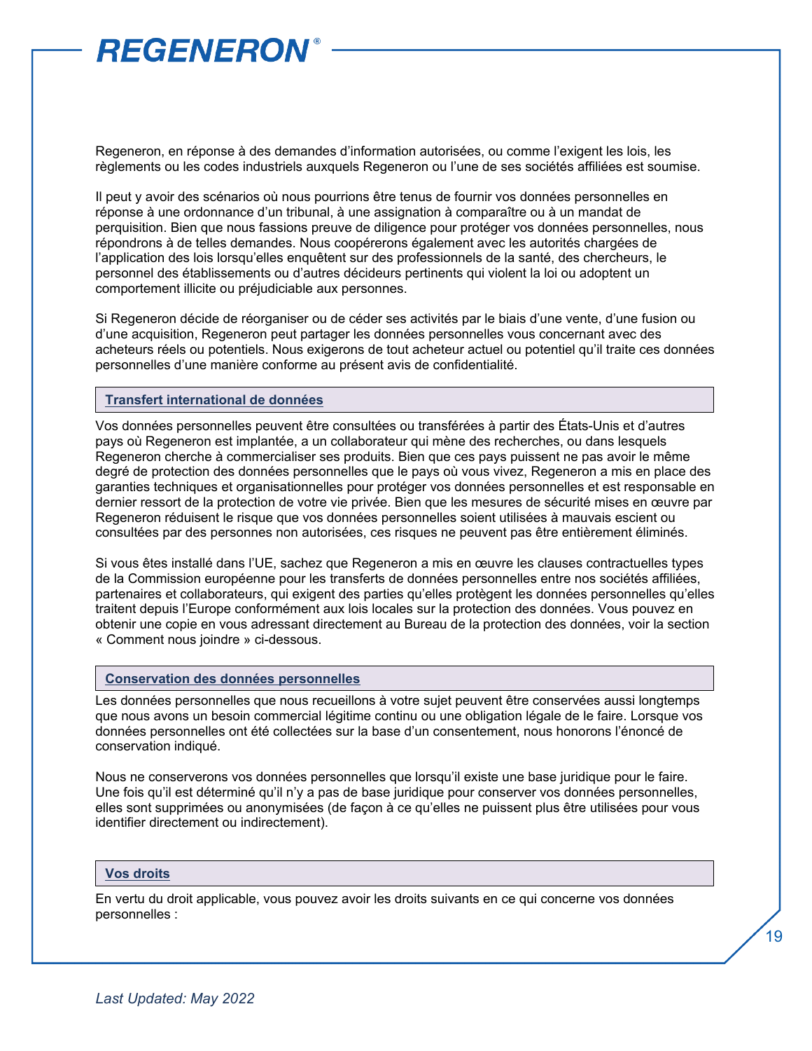Regeneron, en réponse à des demandes d'information autorisées, ou comme l'exigent les lois, les règlements ou les codes industriels auxquels Regeneron ou l'une de ses sociétés affiliées est soumise.

Il peut y avoir des scénarios où nous pourrions être tenus de fournir vos données personnelles en réponse à une ordonnance d'un tribunal, à une assignation à comparaître ou à un mandat de perquisition. Bien que nous fassions preuve de diligence pour protéger vos données personnelles, nous répondrons à de telles demandes. Nous coopérerons également avec les autorités chargées de l'application des lois lorsqu'elles enquêtent sur des professionnels de la santé, des chercheurs, le personnel des établissements ou d'autres décideurs pertinents qui violent la loi ou adoptent un comportement illicite ou préjudiciable aux personnes.

Si Regeneron décide de réorganiser ou de céder ses activités par le biais d'une vente, d'une fusion ou d'une acquisition, Regeneron peut partager les données personnelles vous concernant avec des acheteurs réels ou potentiels. Nous exigerons de tout acheteur actuel ou potentiel qu'il traite ces données personnelles d'une manière conforme au présent avis de confidentialité.

## Transfert international de données

Vos données personnelles peuvent être consultées ou transférées à partir des États-Unis et d'autres pays où Regeneron est implantée, a un collaborateur qui mène des recherches, ou dans lesquels Regeneron cherche à commercialiser ses produits. Bien que ces pays puissent ne pas avoir le même degré de protection des données personnelles que le pays où vous vivez, Regeneron a mis en place des garanties techniques et organisationnelles pour protéger vos données personnelles et est responsable en dernier ressort de la protection de votre vie privée. Bien que les mesures de sécurité mises en œuvre par Regeneron réduisent le risque que vos données personnelles soient utilisées à mauvais escient ou consultées par des personnes non autorisées, ces risques ne peuvent pas être entièrement éliminés.

Si vous êtes installé dans l'UE, sachez que Regeneron a mis en œuvre les clauses contractuelles types de la Commission européenne pour les transferts de données personnelles entre nos sociétés affiliées, partenaires et collaborateurs, qui exigent des parties qu'elles protègent les données personnelles qu'elles traitent depuis l'Europe conformément aux lois locales sur la protection des données. Vous pouvez en obtenir une copie en vous adressant directement au Bureau de la protection des données, voir la section « Comment nous joindre » ci-dessous.

## Conservation des données personnelles

Les données personnelles que nous recueillons à votre sujet peuvent être conservées aussi longtemps que nous avons un besoin commercial légitime continu ou une obligation légale de le faire. Lorsque vos données personnelles ont été collectées sur la base d'un consentement, nous honorons l'énoncé de conservation indiqué.

Nous ne conserverons vos données personnelles que lorsqu'il existe une base juridique pour le faire. Une fois qu'il est déterminé qu'il n'y a pas de base juridique pour conserver vos données personnelles, elles sont supprimées ou anonymisées (de façon à ce qu'elles ne puissent plus être utilisées pour vous identifier directement ou indirectement).

## Vos droits

En vertu du droit applicable, vous pouvez avoir les droits suivants en ce qui concerne vos données personnelles :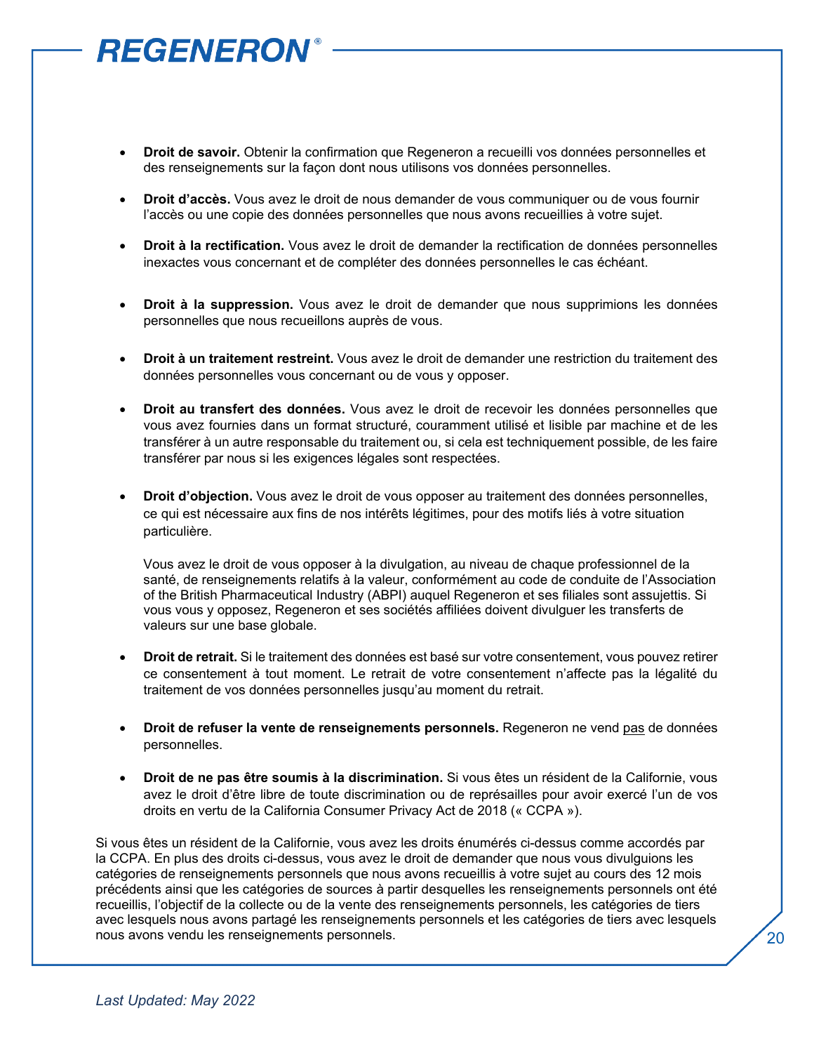- **Droit de savoir.** Obtenir la confirmation que Regeneron a recueilli vos données personnelles et des renseignements sur la façon dont nous utilisons vos données personnelles.

- **Droit d'accès.** Vous avez le droit de nous demander de vous communiquer ou de vous fournir l'accès ou une copie des données personnelles que nous avons recueillies à votre sujet.

- **Droit à la rectification.** Vous avez le droit de demander la rectification de données personnelles inexactes vous concernant et de compléter des données personnelles le cas échéant.

- **Droit à la suppression.** Vous avez le droit de demander que nous supprimions les données personnelles que nous recueillons auprès de vous.

- **Droit à un traitement restreint.** Vous avez le droit de demander une restriction du traitement des données personnelles vous concernant ou de vous y opposer.

- **Droit au transfert des données.** Vous avez le droit de recevoir les données personnelles que vous avez fournies dans un format structuré, couramment utilisé et lisible par machine et de les transférer à un autre responsable du traitement ou, si cela est techniquement possible, de les faire transférer par nous si les exigences légales sont respectées.

- **Droit d'objection.** Vous avez le droit de vous opposer au traitement des données personnelles, ce qui est nécessaire aux fins de nos intérêts légitimes, pour des motifs liés à votre situation particulière.

  Vous avez le droit de vous opposer à la divulgation, au niveau de chaque professionnel de la santé, de renseignements relatifs à la valeur, conformément au code de conduite de l'Association of the British Pharmaceutical Industry (ABPI) auquel Regeneron et ses filiales sont assujettis. Si vous vous y opposez, Regeneron et ses sociétés affiliées doivent divulguer les transferts de valeurs sur une base globale.

- **Droit de retrait.** Si le traitement des données est basé sur votre consentement, vous pouvez retirer ce consentement à tout moment. Le retrait de votre consentement n'affecte pas la légalité du traitement de vos données personnelles jusqu'au moment du retrait.

- **Droit de refuser la vente de renseignements personnels.** Regeneron ne vend pas de données personnelles.

- **Droit de ne pas être soumis à la discrimination.** Si vous êtes un résident de la Californie, vous avez le droit d'être libre de toute discrimination ou de représailles pour avoir exercé l'un de vos droits en vertu de la California Consumer Privacy Act de 2018 (« CCPA »).

Si vous êtes un résident de la Californie, vous avez les droits énumérés ci-dessus comme accordés par la CCPA. En plus des droits ci-dessus, vous avez le droit de demander que nous vous divulguions les catégories de renseignements personnels que nous avons recueillis à votre sujet au cours des 12 mois précédents ainsi que les catégories de sources à partir desquelles les renseignements personnels ont été recueillis, l'objectif de la collecte ou de la vente des renseignements personnels, les catégories de tiers avec lesquels nous avons partagé les renseignements personnels et les catégories de tiers avec lesquels nous avons vendu les renseignements personnels.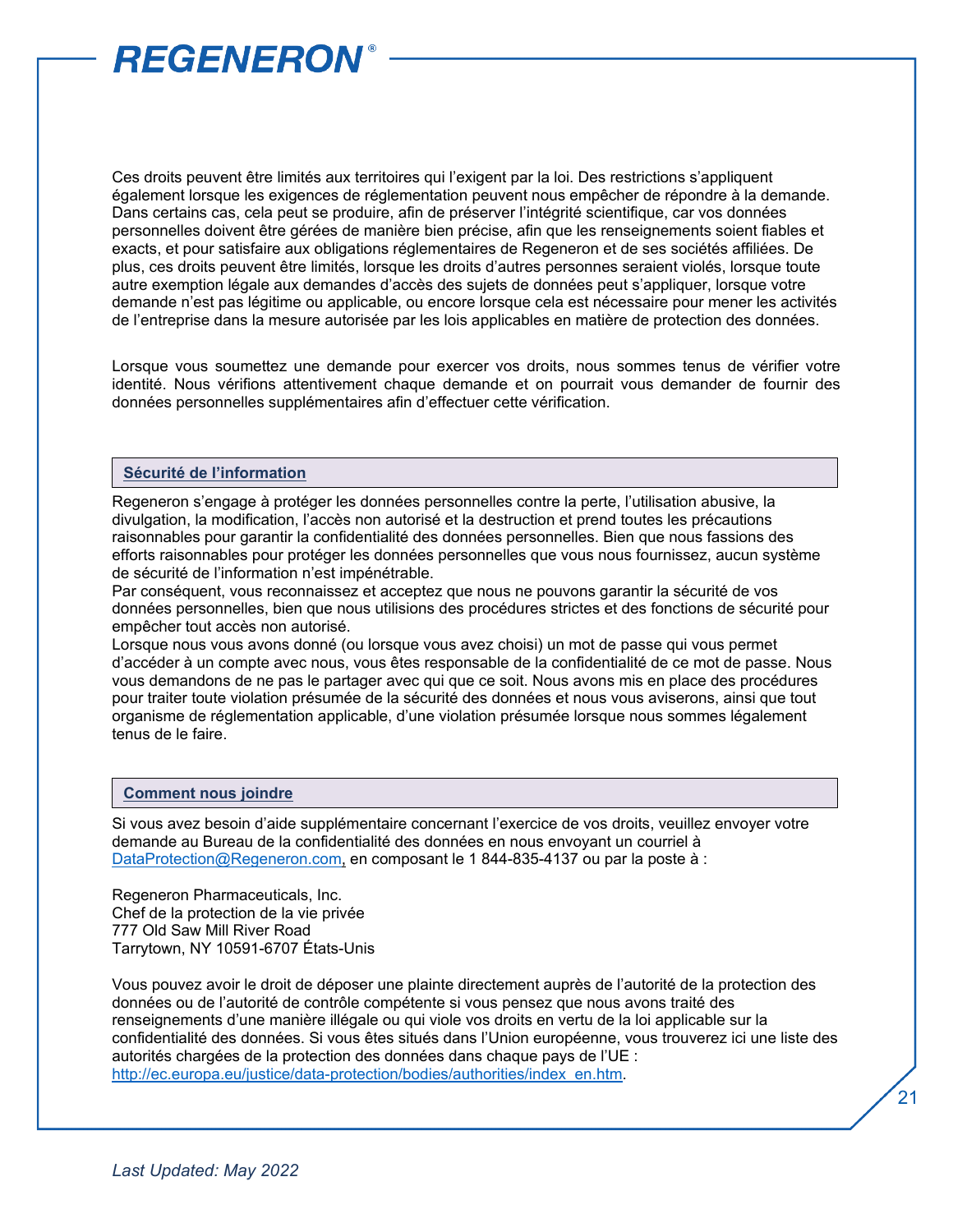Ces droits peuvent être limités aux territoires qui l'exigent par la loi. Des restrictions s'appliquent également lorsque les exigences de réglementation peuvent nous empêcher de répondre à la demande. Dans certains cas, cela peut se produire, afin de préserver l'intégrité scientifique, car vos données personnelles doivent être gérées de manière bien précise, afin que les renseignements soient fiables et exacts, et pour satisfaire aux obligations réglementaires de Regeneron et de ses sociétés affiliées. De plus, ces droits peuvent être limités, lorsque les droits d'autres personnes seraient violés, lorsque toute autre exemption légale aux demandes d'accès des sujets de données peut s'appliquer, lorsque votre demande n'est pas légitime ou applicable, ou encore lorsque cela est nécessaire pour mener les activités de l'entreprise dans la mesure autorisée par les lois applicables en matière de protection des données.

Lorsque vous soumettez une demande pour exercer vos droits, nous sommes tenus de vérifier votre identité. Nous vérifions attentivement chaque demande et on pourrait vous demander de fournir des données personnelles supplémentaires afin d'effectuer cette vérification.

## Sécurité de l'information

Regeneron s'engage à protéger les données personnelles contre la perte, l'utilisation abusive, la divulgation, la modification, l'accès non autorisé et la destruction et prend toutes les précautions raisonnables pour garantir la confidentialité des données personnelles. Bien que nous fassions des efforts raisonnables pour protéger les données personnelles que vous nous fournissez, aucun système de sécurité de l'information n'est impénétrable.

Par conséquent, vous reconnaissez et acceptez que nous ne pouvons garantir la sécurité de vos données personnelles, bien que nous utilisions des procédures strictes et des fonctions de sécurité pour empêcher tout accès non autorisé.

Lorsque nous vous avons donné (ou lorsque vous avez choisi) un mot de passe qui vous permet d'accéder à un compte avec nous, vous êtes responsable de la confidentialité de ce mot de passe. Nous vous demandons de ne pas le partager avec qui que ce soit. Nous avons mis en place des procédures pour traiter toute violation présumée de la sécurité des données et nous vous aviserons, ainsi que tout organisme de réglementation applicable, d'une violation présumée lorsque nous sommes légalement tenus de le faire.

## Comment nous joindre

Si vous avez besoin d'aide supplémentaire concernant l'exercice de vos droits, veuillez envoyer votre demande au Bureau de la confidentialité des données en nous envoyant un courriel à DataProtection@Regeneron.com, en composant le 1 844-835-4137 ou par la poste à :

Regeneron Pharmaceuticals, Inc.
Chef de la protection de la vie privée
777 Old Saw Mill River Road
Tarrytown, NY 10591-6707 États-Unis

Vous pouvez avoir le droit de déposer une plainte directement auprès de l'autorité de la protection des données ou de l'autorité de contrôle compétente si vous pensez que nous avons traité des renseignements d'une manière illégale ou qui viole vos droits en vertu de la loi applicable sur la confidentialité des données. Si vous êtes situés dans l'Union européenne, vous trouverez ici une liste des autorités chargées de la protection des données dans chaque pays de l'UE : http://ec.europa.eu/justice/data-protection/bodies/authorities/index_en.htm.

*Last Updated: May 2022*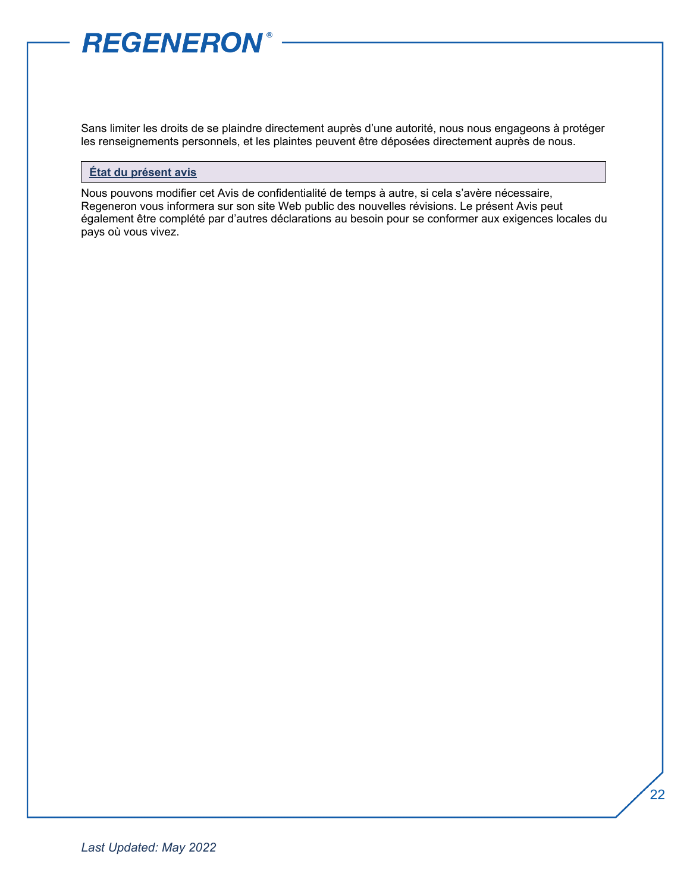Sans limiter les droits de se plaindre directement auprès d'une autorité, nous nous engageons à protéger les renseignements personnels, et les plaintes peuvent être déposées directement auprès de nous.

## État du présent avis

Nous pouvons modifier cet Avis de confidentialité de temps à autre, si cela s'avère nécessaire, Regeneron vous informera sur son site Web public des nouvelles révisions. Le présent Avis peut également être complété par d'autres déclarations au besoin pour se conformer aux exigences locales du pays où vous vivez.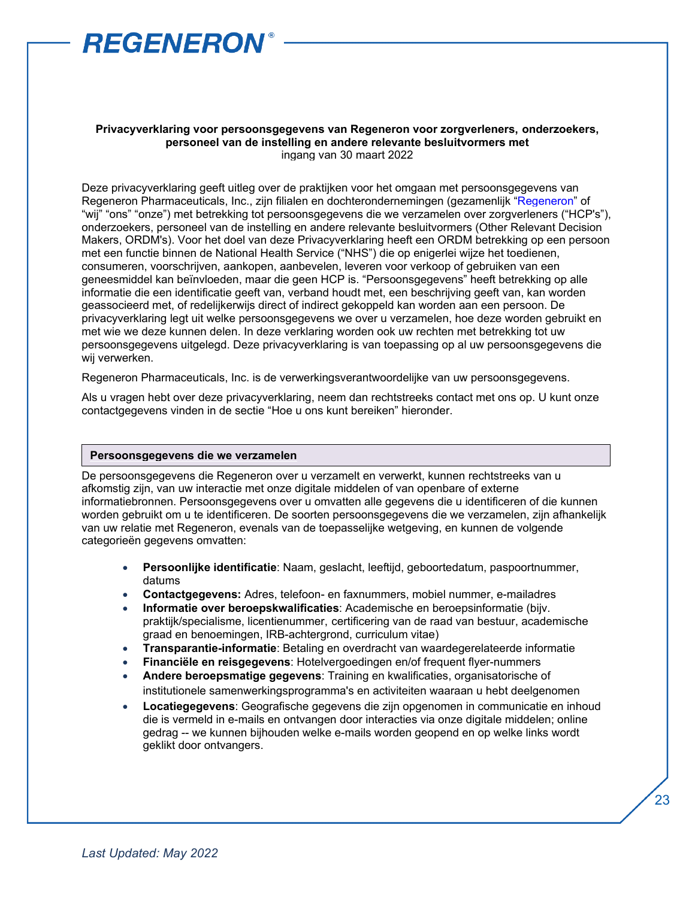**Privacyverklaring voor persoonsgegevens van Regeneron voor zorgverleners, onderzoekers, personeel van de instelling en andere relevante besluitvormers met**
ingang van 30 maart 2022

Deze privacyverklaring geeft uitleg over de praktijken voor het omgaan met persoonsgegevens van Regeneron Pharmaceuticals, Inc., zijn filialen en dochterondernemingen (gezamenlijk "Regeneron" of "wij" "ons" "onze") met betrekking tot persoonsgegevens die we verzamelen over zorgverleners ("HCP's"), onderzoekers, personeel van de instelling en andere relevante besluitvormers (Other Relevant Decision Makers, ORDM's). Voor het doel van deze Privacyverklaring heeft een ORDM betrekking op een persoon met een functie binnen de National Health Service ("NHS") die op enigerlei wijze het toedienen, consumeren, voorschrijven, aankopen, aanbevelen, leveren voor verkoop of gebruiken van een geneesmiddel kan beïnvloeden, maar die geen HCP is. "Persoonsgegevens" heeft betrekking op alle informatie die een identificatie geeft van, verband houdt met, een beschrijving geeft van, kan worden geassocieerd met, of redelijkerwijs direct of indirect gekoppeld kan worden aan een persoon. De privacyverklaring legt uit welke persoonsgegevens we over u verzamelen, hoe deze worden gebruikt en met wie we deze kunnen delen. In deze verklaring worden ook uw rechten met betrekking tot uw persoonsgegevens uitgelegd. Deze privacyverklaring is van toepassing op al uw persoonsgegevens die wij verwerken.

Regeneron Pharmaceuticals, Inc. is de verwerkingsverantwoordelijke van uw persoonsgegevens.

Als u vragen hebt over deze privacyverklaring, neem dan rechtstreeks contact met ons op. U kunt onze contactgegevens vinden in de sectie "Hoe u ons kunt bereiken" hieronder.

## Persoonsgegevens die we verzamelen

De persoonsgegevens die Regeneron over u verzamelt en verwerkt, kunnen rechtstreeks van u afkomstig zijn, van uw interactie met onze digitale middelen of van openbare of externe informatiebronnen. Persoonsgegevens over u omvatten alle gegevens die u identificeren of die kunnen worden gebruikt om u te identificeren. De soorten persoonsgegevens die we verzamelen, zijn afhankelijk van uw relatie met Regeneron, evenals van de toepasselijke wetgeving, en kunnen de volgende categorieën gegevens omvatten:

- **Persoonlijke identificatie**: Naam, geslacht, leeftijd, geboortedatum, paspoortnummer, datums
- **Contactgegevens:** Adres, telefoon- en faxnummers, mobiel nummer, e-mailadres
- **Informatie over beroepskwalificaties**: Academische en beroepsinformatie (bijv. praktijk/specialisme, licentienummer, certificering van de raad van bestuur, academische graad en benoemingen, IRB-achtergrond, curriculum vitae)
- **Transparantie-informatie**: Betaling en overdracht van waardegerelateerde informatie
- **Financiële en reisgegevens**: Hotelvergoedingen en/of frequent flyer-nummers
- **Andere beroepsmatige gegevens**: Training en kwalificaties, organisatorische of institutionele samenwerkingsprogramma's en activiteiten waaraan u hebt deelgenomen
- **Locatiegegevens**: Geografische gegevens die zijn opgenomen in communicatie en inhoud die is vermeld in e-mails en ontvangen door interacties via onze digitale middelen; online gedrag -- we kunnen bijhouden welke e-mails worden geopend en op welke links wordt geklikt door ontvangers.

*Last Updated: May 2022*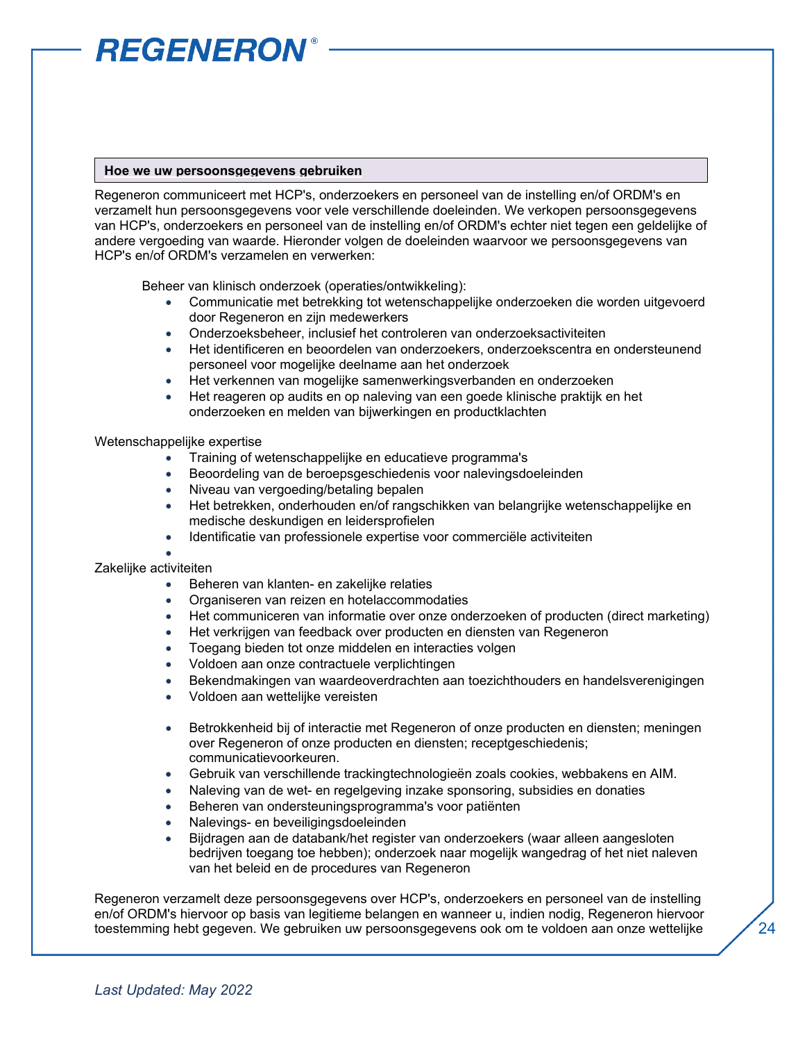## Hoe we uw persoonsgegevens gebruiken

Regeneron communiceert met HCP's, onderzoekers en personeel van de instelling en/of ORDM's en verzamelt hun persoonsgegevens voor vele verschillende doeleinden. We verkopen persoonsgegevens van HCP's, onderzoekers en personeel van de instelling en/of ORDM's echter niet tegen een geldelijke of andere vergoeding van waarde. Hieronder volgen de doeleinden waarvoor we persoonsgegevens van HCP's en/of ORDM's verzamelen en verwerken:

Beheer van klinisch onderzoek (operaties/ontwikkeling):

- Communicatie met betrekking tot wetenschappelijke onderzoeken die worden uitgevoerd door Regeneron en zijn medewerkers
- Onderzoeksbeheer, inclusief het controleren van onderzoeksactiviteiten
- Het identificeren en beoordelen van onderzoekers, onderzoekscentra en ondersteunend personeel voor mogelijke deelname aan het onderzoek
- Het verkennen van mogelijke samenwerkingsverbanden en onderzoeken
- Het reageren op audits en op naleving van een goede klinische praktijk en het onderzoeken en melden van bijwerkingen en productklachten

Wetenschappelijke expertise

- Training of wetenschappelijke en educatieve programma's
- Beoordeling van de beroepsgeschiedenis voor nalevingsdoeleinden
- Niveau van vergoeding/betaling bepalen
- Het betrekken, onderhouden en/of rangschikken van belangrijke wetenschappelijke en medische deskundigen en leidersprofielen
- Identificatie van professionele expertise voor commerciële activiteiten

Zakelijke activiteiten

- Beheren van klanten- en zakelijke relaties
- Organiseren van reizen en hotelaccommodaties
- Het communiceren van informatie over onze onderzoeken of producten (direct marketing)
- Het verkrijgen van feedback over producten en diensten van Regeneron
- Toegang bieden tot onze middelen en interacties volgen
- Voldoen aan onze contractuele verplichtingen
- Bekendmakingen van waardeoverdrachten aan toezichthouders en handelsverenigingen
- Voldoen aan wettelijke vereisten
- Betrokkenheid bij of interactie met Regeneron of onze producten en diensten; meningen over Regeneron of onze producten en diensten; receptgeschiedenis; communicatievoorkeuren.
- Gebruik van verschillende trackingtechnologieën zoals cookies, webbakens en AIM.
- Naleving van de wet- en regelgeving inzake sponsoring, subsidies en donaties
- Beheren van ondersteuningsprogramma's voor patiënten
- Nalevings- en beveiligingsdoeleinden
- Bijdragen aan de databank/het register van onderzoekers (waar alleen aangesloten bedrijven toegang toe hebben); onderzoek naar mogelijk wangedrag of het niet naleven van het beleid en de procedures van Regeneron

Regeneron verzamelt deze persoonsgegevens over HCP's, onderzoekers en personeel van de instelling en/of ORDM's hiervoor op basis van legitieme belangen en wanneer u, indien nodig, Regeneron hiervoor toestemming hebt gegeven. We gebruiken uw persoonsgegevens ook om te voldoen aan onze wettelijke

*Last Updated: May 2022*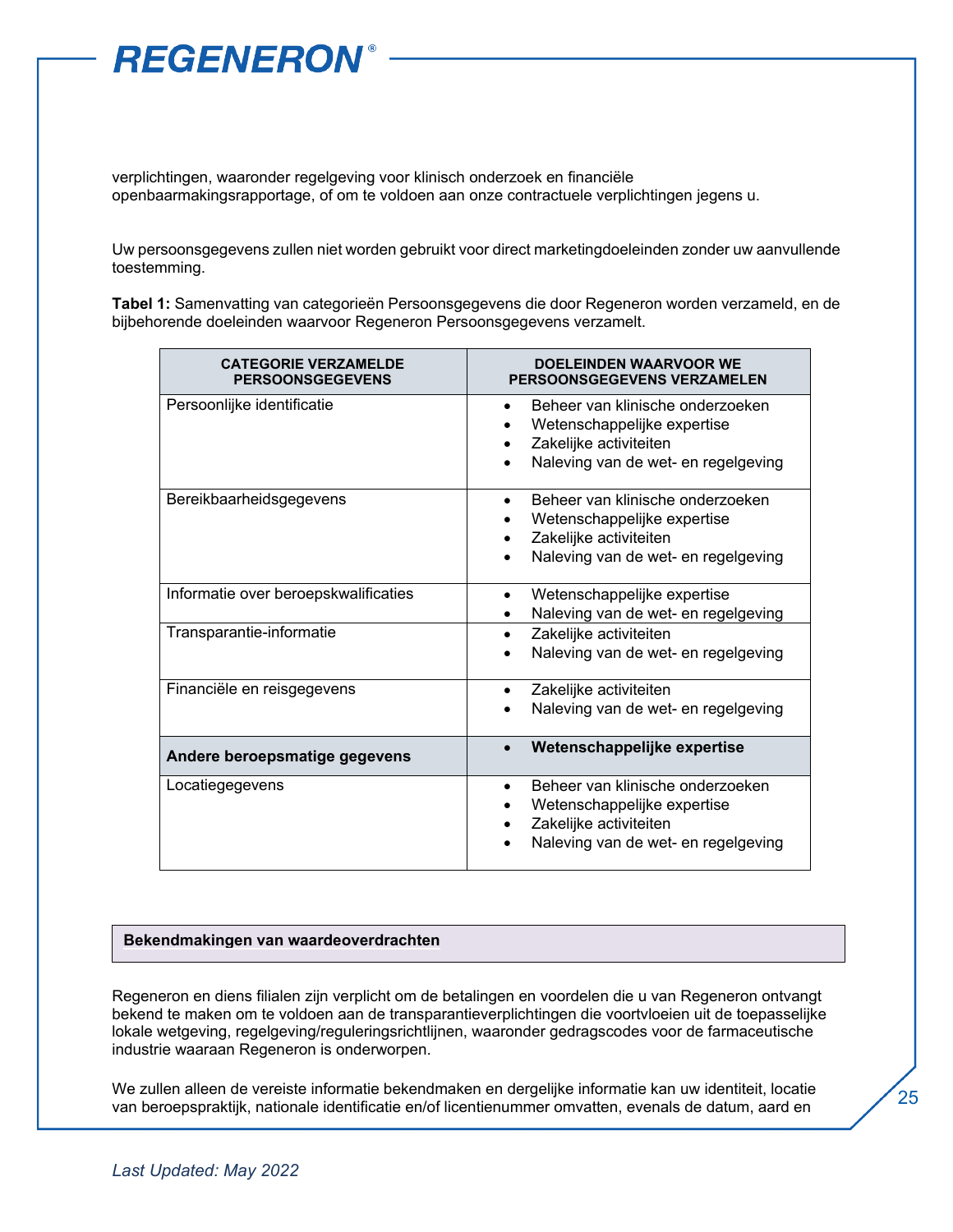verplichtingen, waaronder regelgeving voor klinisch onderzoek en financiële openbaarmakingsrapportage, of om te voldoen aan onze contractuele verplichtingen jegens u.

Uw persoonsgegevens zullen niet worden gebruikt voor direct marketingdoeleinden zonder uw aanvullende toestemming.

**Tabel 1:** Samenvatting van categorieën Persoonsgegevens die door Regeneron worden verzameld, en de bijbehorende doeleinden waarvoor Regeneron Persoonsgegevens verzamelt.

| CATEGORIE VERZAMELDE PERSOONSGEGEVENS | DOELEINDEN WAARVOOR WE PERSOONSGEGEVENS VERZAMELEN |
|---|---|
| Persoonlijke identificatie | • Beheer van klinische onderzoeken<br>• Wetenschappelijke expertise<br>• Zakelijke activiteiten<br>• Naleving van de wet- en regelgeving |
| Bereikbaarheidsgegevens | • Beheer van klinische onderzoeken<br>• Wetenschappelijke expertise<br>• Zakelijke activiteiten<br>• Naleving van de wet- en regelgeving |
| Informatie over beroepskwalificaties | • Wetenschappelijke expertise<br>• Naleving van de wet- en regelgeving |
| Transparantie-informatie | • Zakelijke activiteiten<br>• Naleving van de wet- en regelgeving |
| Financiële en reisgegevens | • Zakelijke activiteiten<br>• Naleving van de wet- en regelgeving |
| **Andere beroepsmatige gegevens** | • **Wetenschappelijke expertise** |
| Locatiegegevens | • Beheer van klinische onderzoeken<br>• Wetenschappelijke expertise<br>• Zakelijke activiteiten<br>• Naleving van de wet- en regelgeving |

## Bekendmakingen van waardeoverdrachten

Regeneron en diens filialen zijn verplicht om de betalingen en voordelen die u van Regeneron ontvangt bekend te maken om te voldoen aan de transparantieverplichtingen die voortvloeien uit de toepasselijke lokale wetgeving, regelgeving/reguleringsrichtlijnen, waaronder gedragscodes voor de farmaceutische industrie waaraan Regeneron is onderworpen.

We zullen alleen de vereiste informatie bekendmaken en dergelijke informatie kan uw identiteit, locatie van beroepspraktijk, nationale identificatie en/of licentienummer omvatten, evenals de datum, aard en

*Last Updated: May 2022*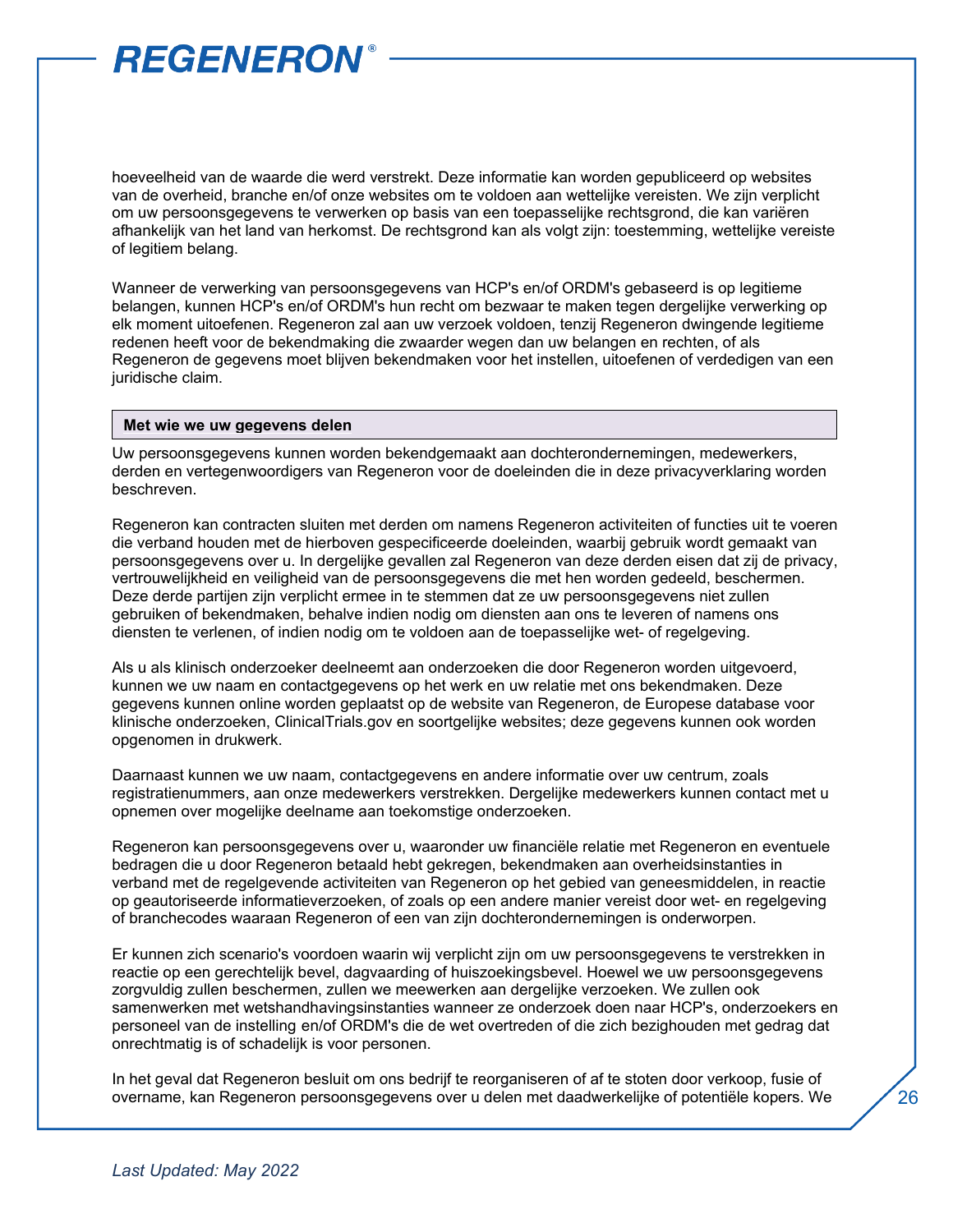hoeveelheid van de waarde die werd verstrekt. Deze informatie kan worden gepubliceerd op websites van de overheid, branche en/of onze websites om te voldoen aan wettelijke vereisten. We zijn verplicht om uw persoonsgegevens te verwerken op basis van een toepasselijke rechtsgrond, die kan variëren afhankelijk van het land van herkomst. De rechtsgrond kan als volgt zijn: toestemming, wettelijke vereiste of legitiem belang.

Wanneer de verwerking van persoonsgegevens van HCP's en/of ORDM's gebaseerd is op legitieme belangen, kunnen HCP's en/of ORDM's hun recht om bezwaar te maken tegen dergelijke verwerking op elk moment uitoefenen. Regeneron zal aan uw verzoek voldoen, tenzij Regeneron dwingende legitieme redenen heeft voor de bekendmaking die zwaarder wegen dan uw belangen en rechten, of als Regeneron de gegevens moet blijven bekendmaken voor het instellen, uitoefenen of verdedigen van een juridische claim.

## Met wie we uw gegevens delen

Uw persoonsgegevens kunnen worden bekendgemaakt aan dochterondernemingen, medewerkers, derden en vertegenwoordigers van Regeneron voor de doeleinden die in deze privacyverklaring worden beschreven.

Regeneron kan contracten sluiten met derden om namens Regeneron activiteiten of functies uit te voeren die verband houden met de hierboven gespecificeerde doeleinden, waarbij gebruik wordt gemaakt van persoonsgegevens over u. In dergelijke gevallen zal Regeneron van deze derden eisen dat zij de privacy, vertrouwelijkheid en veiligheid van de persoonsgegevens die met hen worden gedeeld, beschermen. Deze derde partijen zijn verplicht ermee in te stemmen dat ze uw persoonsgegevens niet zullen gebruiken of bekendmaken, behalve indien nodig om diensten aan ons te leveren of namens ons diensten te verlenen, of indien nodig om te voldoen aan de toepasselijke wet- of regelgeving.

Als u als klinisch onderzoeker deelneemt aan onderzoeken die door Regeneron worden uitgevoerd, kunnen we uw naam en contactgegevens op het werk en uw relatie met ons bekendmaken. Deze gegevens kunnen online worden geplaatst op de website van Regeneron, de Europese database voor klinische onderzoeken, ClinicalTrials.gov en soortgelijke websites; deze gegevens kunnen ook worden opgenomen in drukwerk.

Daarnaast kunnen we uw naam, contactgegevens en andere informatie over uw centrum, zoals registratienummers, aan onze medewerkers verstrekken. Dergelijke medewerkers kunnen contact met u opnemen over mogelijke deelname aan toekomstige onderzoeken.

Regeneron kan persoonsgegevens over u, waaronder uw financiële relatie met Regeneron en eventuele bedragen die u door Regeneron betaald hebt gekregen, bekendmaken aan overheidsinstanties in verband met de regelgevende activiteiten van Regeneron op het gebied van geneesmiddelen, in reactie op geautoriseerde informatieverzoeken, of zoals op een andere manier vereist door wet- en regelgeving of branchecodes waaraan Regeneron of een van zijn dochterondernemingen is onderworpen.

Er kunnen zich scenario's voordoen waarin wij verplicht zijn om uw persoonsgegevens te verstrekken in reactie op een gerechtelijk bevel, dagvaarding of huiszoekingsbevel. Hoewel we uw persoonsgegevens zorgvuldig zullen beschermen, zullen we meewerken aan dergelijke verzoeken. We zullen ook samenwerken met wetshandhavingsinstanties wanneer ze onderzoek doen naar HCP's, onderzoekers en personeel van de instelling en/of ORDM's die de wet overtreden of die zich bezighouden met gedrag dat onrechtmatig is of schadelijk is voor personen.

In het geval dat Regeneron besluit om ons bedrijf te reorganiseren of af te stoten door verkoop, fusie of overname, kan Regeneron persoonsgegevens over u delen met daadwerkelijke of potentiële kopers. We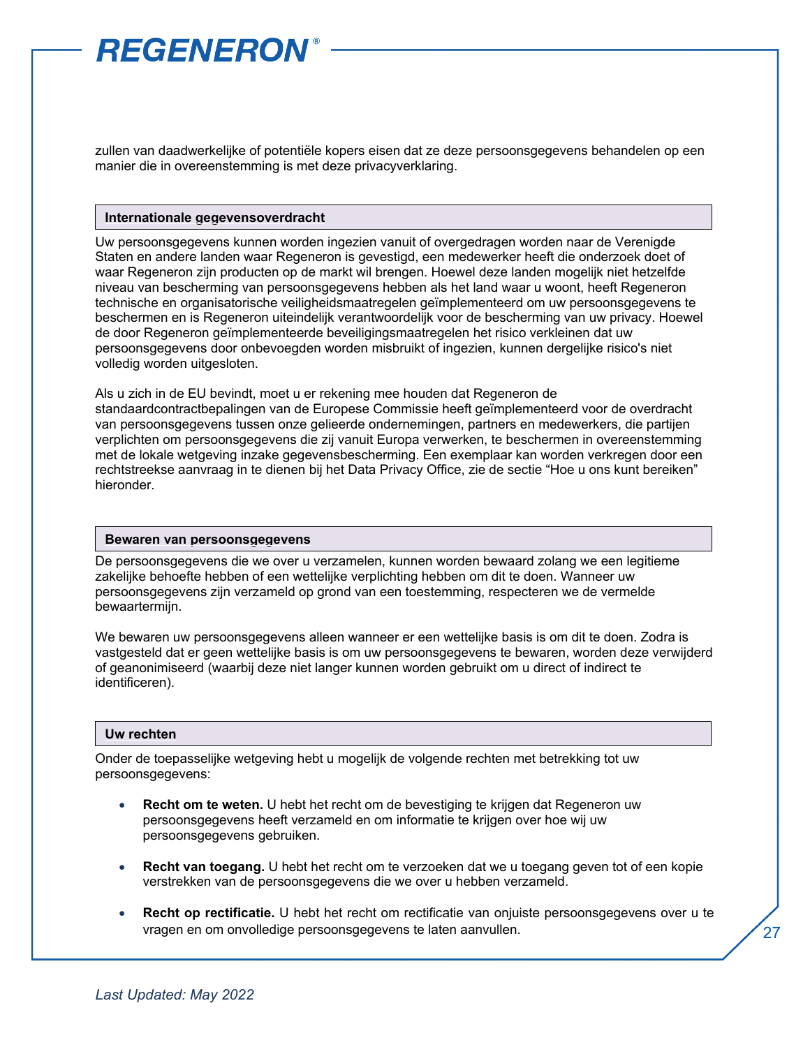zullen van daadwerkelijke of potentiële kopers eisen dat ze deze persoonsgegevens behandelen op een manier die in overeenstemming is met deze privacyverklaring.

## Internationale gegevensoverdracht

Uw persoonsgegevens kunnen worden ingezien vanuit of overgedragen worden naar de Verenigde Staten en andere landen waar Regeneron is gevestigd, een medewerker heeft die onderzoek doet of waar Regeneron zijn producten op de markt wil brengen. Hoewel deze landen mogelijk niet hetzelfde niveau van bescherming van persoonsgegevens hebben als het land waar u woont, heeft Regeneron technische en organisatorische veiligheidsmaatregelen geïmplementeerd om uw persoonsgegevens te beschermen en is Regeneron uiteindelijk verantwoordelijk voor de bescherming van uw privacy. Hoewel de door Regeneron geïmplementeerde beveiligingsmaatregelen het risico verkleinen dat uw persoonsgegevens door onbevoegden worden misbruikt of ingezien, kunnen dergelijke risico's niet volledig worden uitgesloten.

Als u zich in de EU bevindt, moet u er rekening mee houden dat Regeneron de standaardcontractbepalingen van de Europese Commissie heeft geïmplementeerd voor de overdracht van persoonsgegevens tussen onze gelieerde ondernemingen, partners en medewerkers, die partijen verplichten om persoonsgegevens die zij vanuit Europa verwerken, te beschermen in overeenstemming met de lokale wetgeving inzake gegevensbescherming. Een exemplaar kan worden verkregen door een rechtstreekse aanvraag in te dienen bij het Data Privacy Office, zie de sectie “Hoe u ons kunt bereiken” hieronder.

## Bewaren van persoonsgegevens

De persoonsgegevens die we over u verzamelen, kunnen worden bewaard zolang we een legitieme zakelijke behoefte hebben of een wettelijke verplichting hebben om dit te doen. Wanneer uw persoonsgegevens zijn verzameld op grond van een toestemming, respecteren we de vermelde bewaartermijn.

We bewaren uw persoonsgegevens alleen wanneer er een wettelijke basis is om dit te doen. Zodra is vastgesteld dat er geen wettelijke basis is om uw persoonsgegevens te bewaren, worden deze verwijderd of geanonimiseerd (waarbij deze niet langer kunnen worden gebruikt om u direct of indirect te identificeren).

## Uw rechten

Onder de toepasselijke wetgeving hebt u mogelijk de volgende rechten met betrekking tot uw persoonsgegevens:

- **Recht om te weten.** U hebt het recht om de bevestiging te krijgen dat Regeneron uw persoonsgegevens heeft verzameld en om informatie te krijgen over hoe wij uw persoonsgegevens gebruiken.
- **Recht van toegang.** U hebt het recht om te verzoeken dat we u toegang geven tot of een kopie verstrekken van de persoonsgegevens die we over u hebben verzameld.
- **Recht op rectificatie.** U hebt het recht om rectificatie van onjuiste persoonsgegevens over u te vragen en om onvolledige persoonsgegevens te laten aanvullen.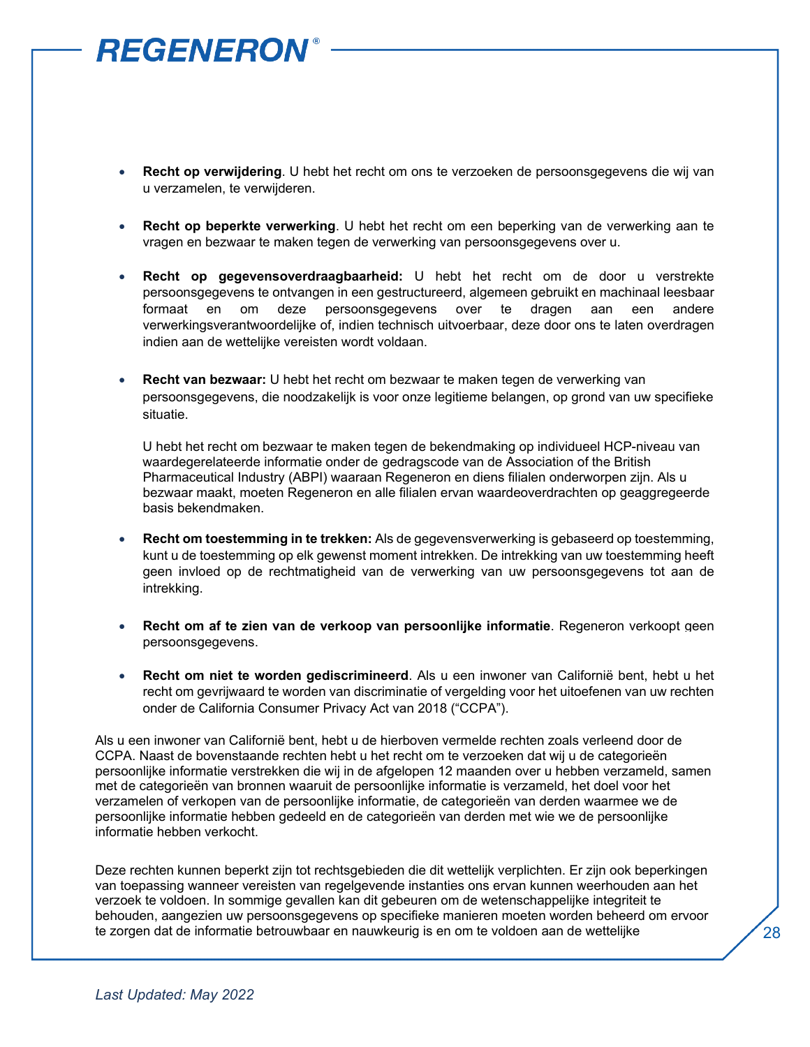- **Recht op verwijdering**. U hebt het recht om ons te verzoeken de persoonsgegevens die wij van u verzamelen, te verwijderen.

- **Recht op beperkte verwerking**. U hebt het recht om een beperking van de verwerking aan te vragen en bezwaar te maken tegen de verwerking van persoonsgegevens over u.

- **Recht op gegevensoverdraagbaarheid:** U hebt het recht om de door u verstrekte persoonsgegevens te ontvangen in een gestructureerd, algemeen gebruikt en machinaal leesbaar formaat en om deze persoonsgegevens over te dragen aan een andere verwerkingsverantwoordelijke of, indien technisch uitvoerbaar, deze door ons te laten overdragen indien aan de wettelijke vereisten wordt voldaan.

- **Recht van bezwaar:** U hebt het recht om bezwaar te maken tegen de verwerking van persoonsgegevens, die noodzakelijk is voor onze legitieme belangen, op grond van uw specifieke situatie.

  U hebt het recht om bezwaar te maken tegen de bekendmaking op individueel HCP-niveau van waardegerelateerde informatie onder de gedragscode van de Association of the British Pharmaceutical Industry (ABPI) waaraan Regeneron en diens filialen onderworpen zijn. Als u bezwaar maakt, moeten Regeneron en alle filialen ervan waardeoverdrachten op geaggregeerde basis bekendmaken.

- **Recht om toestemming in te trekken:** Als de gegevensverwerking is gebaseerd op toestemming, kunt u de toestemming op elk gewenst moment intrekken. De intrekking van uw toestemming heeft geen invloed op de rechtmatigheid van de verwerking van uw persoonsgegevens tot aan de intrekking.

- **Recht om af te zien van de verkoop van persoonlijke informatie**. Regeneron verkoopt geen persoonsgegevens.

- **Recht om niet te worden gediscrimineerd**. Als u een inwoner van Californië bent, hebt u het recht om gevrijwaard te worden van discriminatie of vergelding voor het uitoefenen van uw rechten onder de California Consumer Privacy Act van 2018 ("CCPA").

Als u een inwoner van Californië bent, hebt u de hierboven vermelde rechten zoals verleend door de CCPA. Naast de bovenstaande rechten hebt u het recht om te verzoeken dat wij u de categorieën persoonlijke informatie verstrekken die wij in de afgelopen 12 maanden over u hebben verzameld, samen met de categorieën van bronnen waaruit de persoonlijke informatie is verzameld, het doel voor het verzamelen of verkopen van de persoonlijke informatie, de categorieën van derden waarmee we de persoonlijke informatie hebben gedeeld en de categorieën van derden met wie we de persoonlijke informatie hebben verkocht.

Deze rechten kunnen beperkt zijn tot rechtsgebieden die dit wettelijk verplichten. Er zijn ook beperkingen van toepassing wanneer vereisten van regelgevende instanties ons ervan kunnen weerhouden aan het verzoek te voldoen. In sommige gevallen kan dit gebeuren om de wetenschappelijke integriteit te behouden, aangezien uw persoonsgegevens op specifieke manieren moeten worden beheerd om ervoor te zorgen dat de informatie betrouwbaar en nauwkeurig is en om te voldoen aan de wettelijke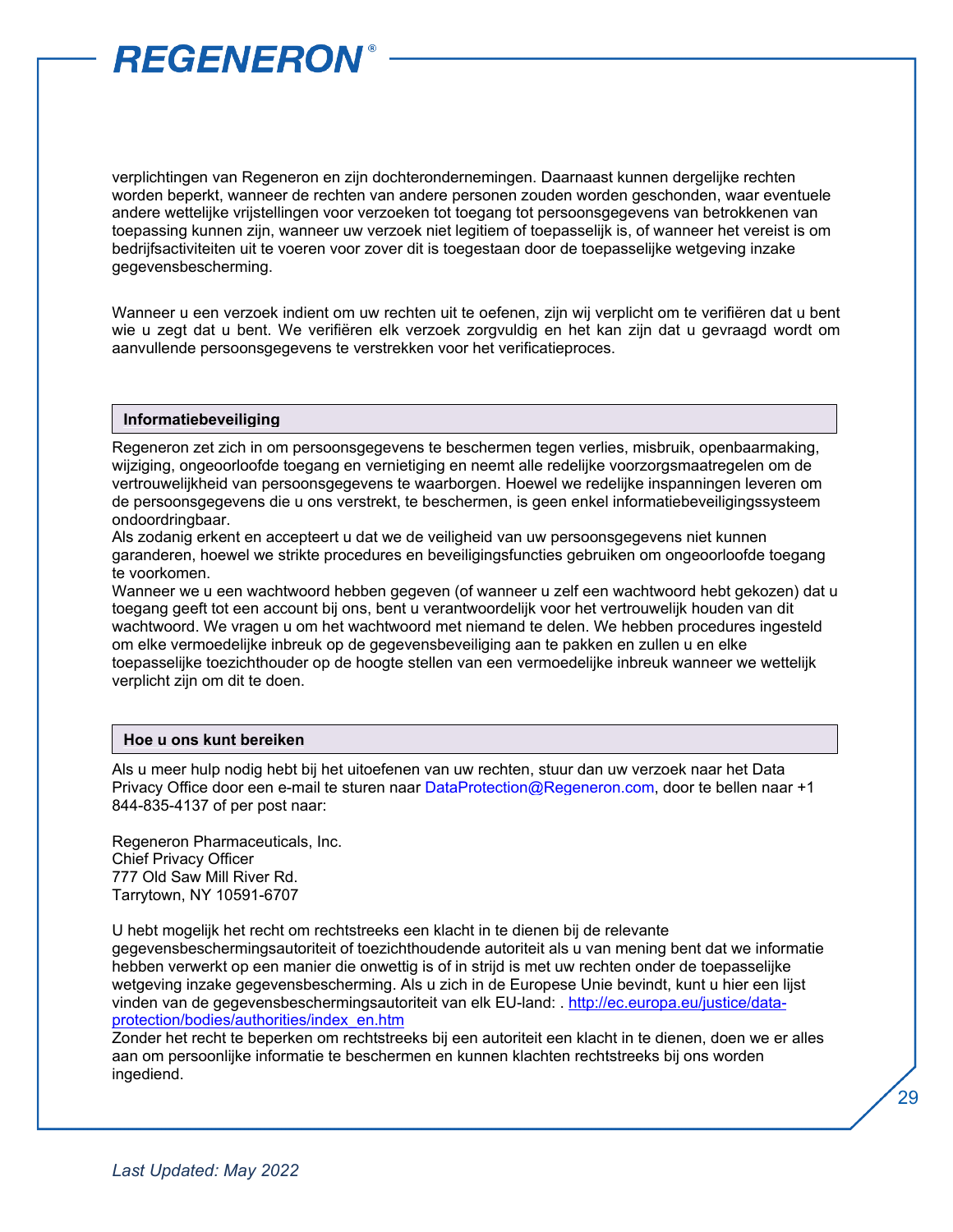verplichtingen van Regeneron en zijn dochterondernemingen. Daarnaast kunnen dergelijke rechten worden beperkt, wanneer de rechten van andere personen zouden worden geschonden, waar eventuele andere wettelijke vrijstellingen voor verzoeken tot toegang tot persoonsgegevens van betrokkenen van toepassing kunnen zijn, wanneer uw verzoek niet legitiem of toepasselijk is, of wanneer het vereist is om bedrijfsactiviteiten uit te voeren voor zover dit is toegestaan door de toepasselijke wetgeving inzake gegevensbescherming.

Wanneer u een verzoek indient om uw rechten uit te oefenen, zijn wij verplicht om te verifiëren dat u bent wie u zegt dat u bent. We verifiëren elk verzoek zorgvuldig en het kan zijn dat u gevraagd wordt om aanvullende persoonsgegevens te verstrekken voor het verificatieproces.

## Informatiebeveiliging

Regeneron zet zich in om persoonsgegevens te beschermen tegen verlies, misbruik, openbaarmaking, wijziging, ongeoorloofde toegang en vernietiging en neemt alle redelijke voorzorgsmaatregelen om de vertrouwelijkheid van persoonsgegevens te waarborgen. Hoewel we redelijke inspanningen leveren om de persoonsgegevens die u ons verstrekt, te beschermen, is geen enkel informatiebeveiligingssysteem ondoordringbaar.
Als zodanig erkent en accepteert u dat we de veiligheid van uw persoonsgegevens niet kunnen garanderen, hoewel we strikte procedures en beveiligingsfuncties gebruiken om ongeoorloofde toegang te voorkomen.
Wanneer we u een wachtwoord hebben gegeven (of wanneer u zelf een wachtwoord hebt gekozen) dat u toegang geeft tot een account bij ons, bent u verantwoordelijk voor het vertrouwelijk houden van dit wachtwoord. We vragen u om het wachtwoord met niemand te delen. We hebben procedures ingesteld om elke vermoedelijke inbreuk op de gegevensbeveiliging aan te pakken en zullen u en elke toepasselijke toezichthouder op de hoogte stellen van een vermoedelijke inbreuk wanneer we wettelijk verplicht zijn om dit te doen.

## Hoe u ons kunt bereiken

Als u meer hulp nodig hebt bij het uitoefenen van uw rechten, stuur dan uw verzoek naar het Data Privacy Office door een e-mail te sturen naar DataProtection@Regeneron.com, door te bellen naar +1 844-835-4137 of per post naar:

Regeneron Pharmaceuticals, Inc.
Chief Privacy Officer
777 Old Saw Mill River Rd.
Tarrytown, NY 10591-6707

U hebt mogelijk het recht om rechtstreeks een klacht in te dienen bij de relevante gegevensbeschermingsautoriteit of toezichthoudende autoriteit als u van mening bent dat we informatie hebben verwerkt op een manier die onwettig is of in strijd is met uw rechten onder de toepasselijke wetgeving inzake gegevensbescherming. Als u zich in de Europese Unie bevindt, kunt u hier een lijst vinden van de gegevensbeschermingsautoriteit van elk EU-land: . http://ec.europa.eu/justice/data-protection/bodies/authorities/index_en.htm
Zonder het recht te beperken om rechtstreeks bij een autoriteit een klacht in te dienen, doen we er alles aan om persoonlijke informatie te beschermen en kunnen klachten rechtstreeks bij ons worden ingediend.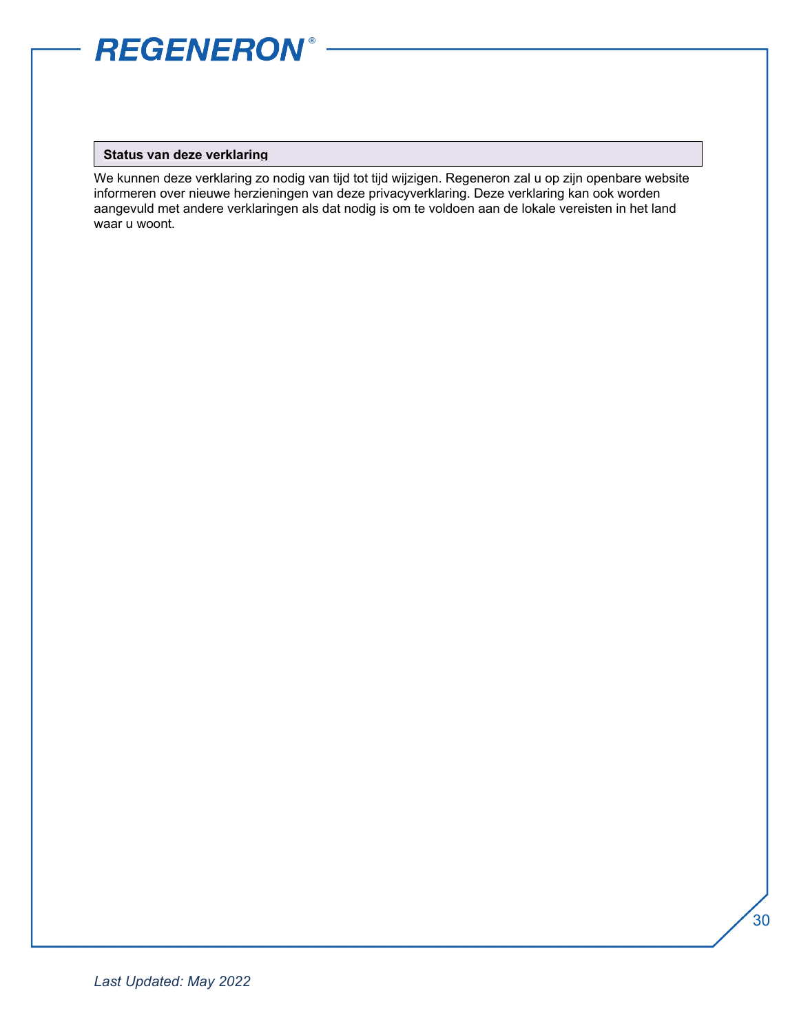## Status van deze verklaring

We kunnen deze verklaring zo nodig van tijd tot tijd wijzigen. Regeneron zal u op zijn openbare website informeren over nieuwe herzieningen van deze privacyverklaring. Deze verklaring kan ook worden aangevuld met andere verklaringen als dat nodig is om te voldoen aan de lokale vereisten in het land waar u woont.